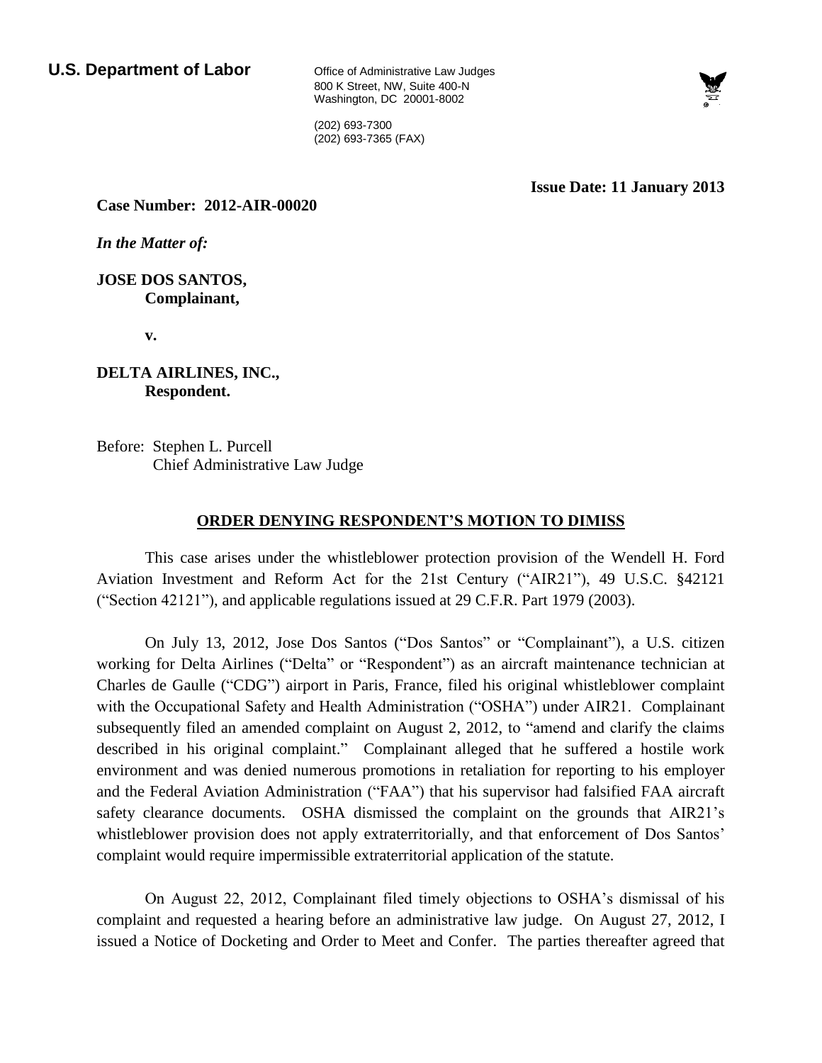**U.S. Department of Labor**

Office of Administrative Law Judges
800 K Street, NW, Suite 400-N
Washington, DC 20001-8002

(202) 693-7300
(202) 693-7365 (FAX)

**Issue Date: 11 January 2013**

**Case Number: 2012-AIR-00020**

***In the Matter of:***

**JOSE DOS SANTOS,**
**Complainant,**

**v.**

**DELTA AIRLINES, INC.,**
**Respondent.**

Before: Stephen L. Purcell
Chief Administrative Law Judge

## ORDER DENYING RESPONDENT'S MOTION TO DIMISS

This case arises under the whistleblower protection provision of the Wendell H. Ford Aviation Investment and Reform Act for the 21st Century ("AIR21"), 49 U.S.C. §42121 ("Section 42121"), and applicable regulations issued at 29 C.F.R. Part 1979 (2003).

On July 13, 2012, Jose Dos Santos ("Dos Santos" or "Complainant"), a U.S. citizen working for Delta Airlines ("Delta" or "Respondent") as an aircraft maintenance technician at Charles de Gaulle ("CDG") airport in Paris, France, filed his original whistleblower complaint with the Occupational Safety and Health Administration ("OSHA") under AIR21. Complainant subsequently filed an amended complaint on August 2, 2012, to "amend and clarify the claims described in his original complaint." Complainant alleged that he suffered a hostile work environment and was denied numerous promotions in retaliation for reporting to his employer and the Federal Aviation Administration ("FAA") that his supervisor had falsified FAA aircraft safety clearance documents. OSHA dismissed the complaint on the grounds that AIR21's whistleblower provision does not apply extraterritorially, and that enforcement of Dos Santos' complaint would require impermissible extraterritorial application of the statute.

On August 22, 2012, Complainant filed timely objections to OSHA's dismissal of his complaint and requested a hearing before an administrative law judge. On August 27, 2012, I issued a Notice of Docketing and Order to Meet and Confer. The parties thereafter agreed that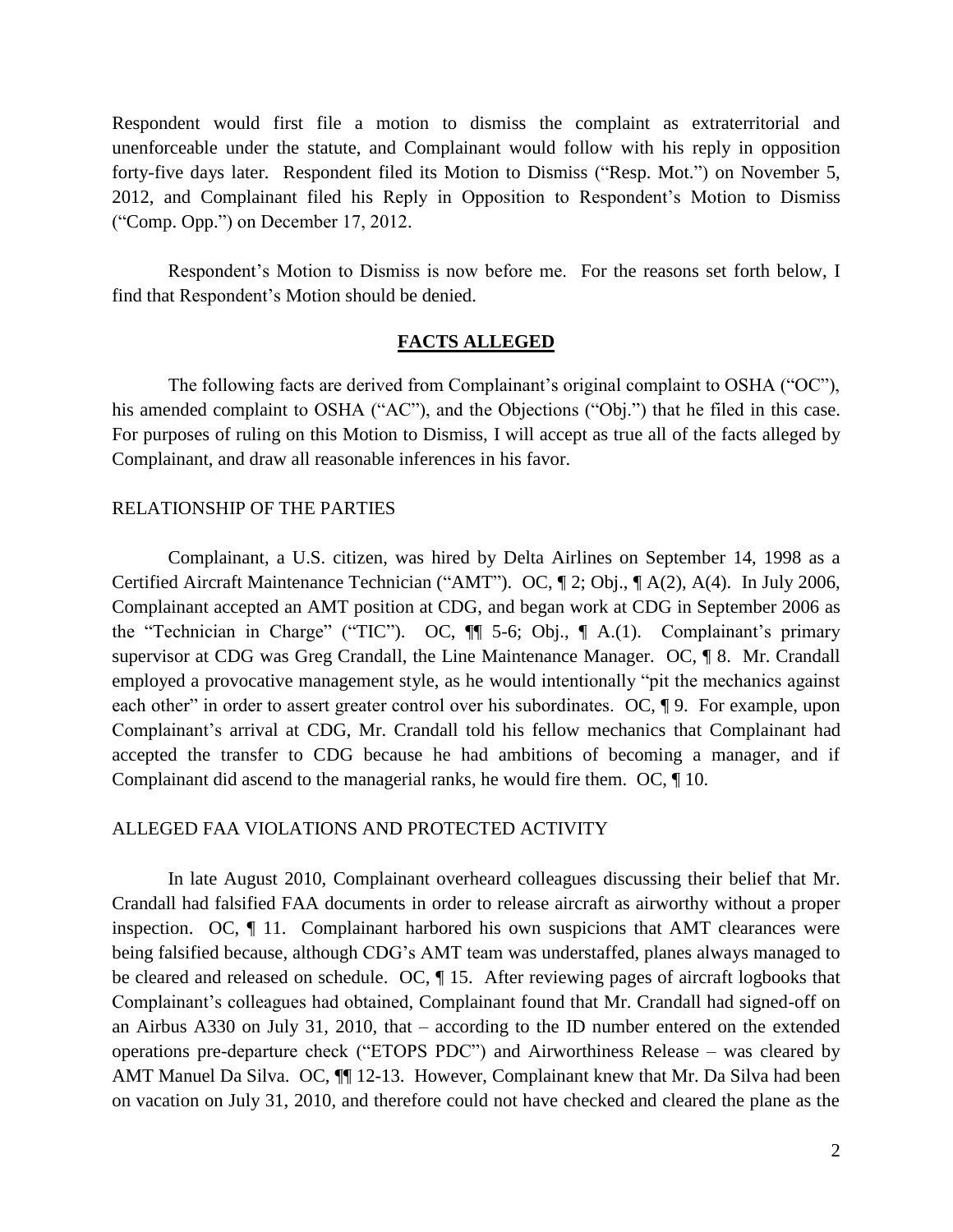Respondent would first file a motion to dismiss the complaint as extraterritorial and unenforceable under the statute, and Complainant would follow with his reply in opposition forty-five days later. Respondent filed its Motion to Dismiss ("Resp. Mot.") on November 5, 2012, and Complainant filed his Reply in Opposition to Respondent's Motion to Dismiss ("Comp. Opp.") on December 17, 2012.

Respondent's Motion to Dismiss is now before me. For the reasons set forth below, I find that Respondent's Motion should be denied.

## **FACTS ALLEGED**

The following facts are derived from Complainant's original complaint to OSHA ("OC"), his amended complaint to OSHA ("AC"), and the Objections ("Obj.") that he filed in this case. For purposes of ruling on this Motion to Dismiss, I will accept as true all of the facts alleged by Complainant, and draw all reasonable inferences in his favor.

### RELATIONSHIP OF THE PARTIES

Complainant, a U.S. citizen, was hired by Delta Airlines on September 14, 1998 as a Certified Aircraft Maintenance Technician ("AMT"). OC, ¶ 2; Obj., ¶ A(2), A(4). In July 2006, Complainant accepted an AMT position at CDG, and began work at CDG in September 2006 as the "Technician in Charge" ("TIC"). OC, ¶¶ 5-6; Obj., ¶ A.(1). Complainant's primary supervisor at CDG was Greg Crandall, the Line Maintenance Manager. OC, ¶ 8. Mr. Crandall employed a provocative management style, as he would intentionally "pit the mechanics against each other" in order to assert greater control over his subordinates. OC, ¶ 9. For example, upon Complainant's arrival at CDG, Mr. Crandall told his fellow mechanics that Complainant had accepted the transfer to CDG because he had ambitions of becoming a manager, and if Complainant did ascend to the managerial ranks, he would fire them. OC, ¶ 10.

### ALLEGED FAA VIOLATIONS AND PROTECTED ACTIVITY

In late August 2010, Complainant overheard colleagues discussing their belief that Mr. Crandall had falsified FAA documents in order to release aircraft as airworthy without a proper inspection. OC, ¶ 11. Complainant harbored his own suspicions that AMT clearances were being falsified because, although CDG's AMT team was understaffed, planes always managed to be cleared and released on schedule. OC, ¶ 15. After reviewing pages of aircraft logbooks that Complainant's colleagues had obtained, Complainant found that Mr. Crandall had signed-off on an Airbus A330 on July 31, 2010, that – according to the ID number entered on the extended operations pre-departure check ("ETOPS PDC") and Airworthiness Release – was cleared by AMT Manuel Da Silva. OC, ¶¶ 12-13. However, Complainant knew that Mr. Da Silva had been on vacation on July 31, 2010, and therefore could not have checked and cleared the plane as the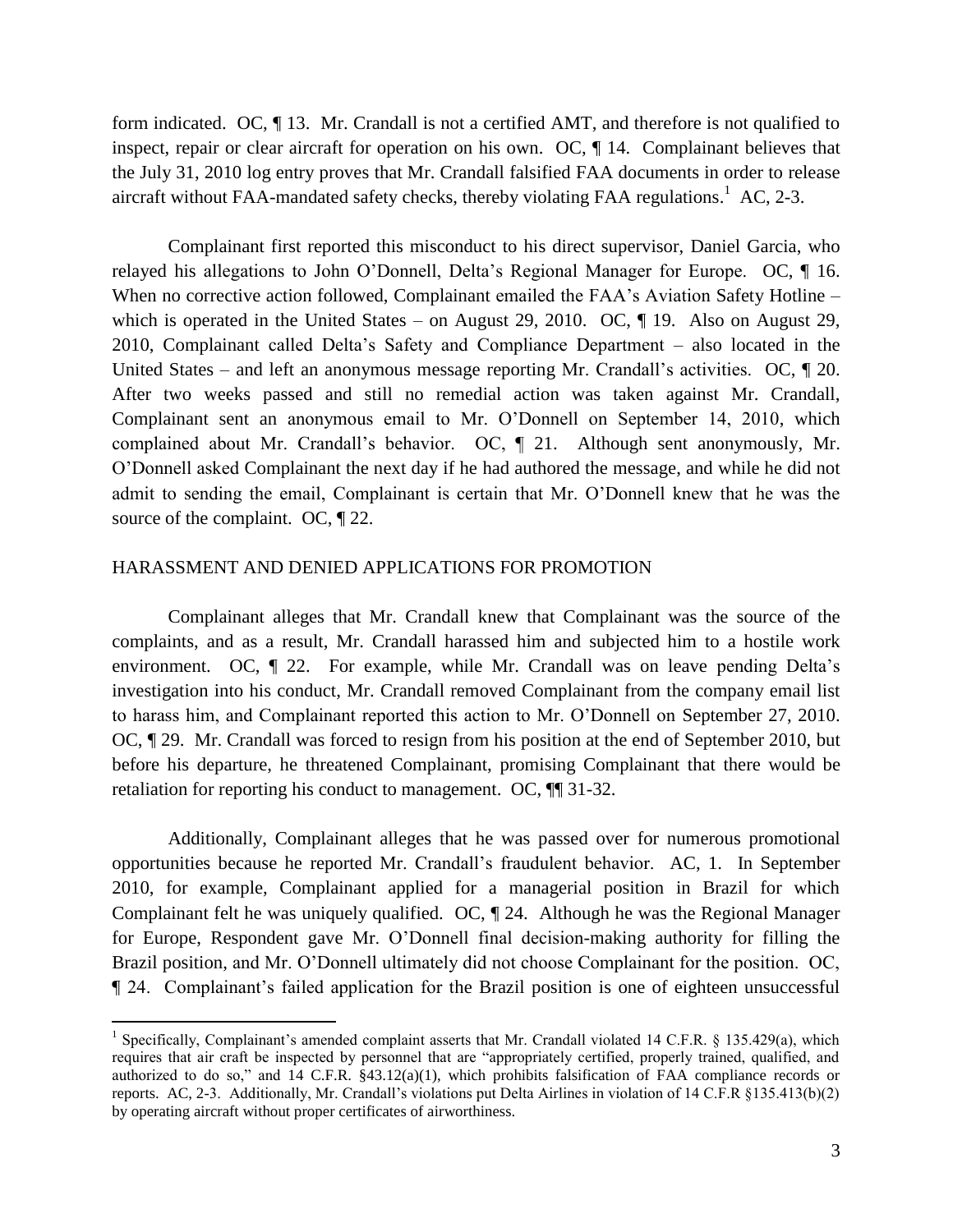form indicated. OC, ¶ 13. Mr. Crandall is not a certified AMT, and therefore is not qualified to inspect, repair or clear aircraft for operation on his own. OC, ¶ 14. Complainant believes that the July 31, 2010 log entry proves that Mr. Crandall falsified FAA documents in order to release aircraft without FAA-mandated safety checks, thereby violating FAA regulations.[1] AC, 2-3.

Complainant first reported this misconduct to his direct supervisor, Daniel Garcia, who relayed his allegations to John O'Donnell, Delta's Regional Manager for Europe. OC, ¶ 16. When no corrective action followed, Complainant emailed the FAA's Aviation Safety Hotline – which is operated in the United States – on August 29, 2010. OC, ¶ 19. Also on August 29, 2010, Complainant called Delta's Safety and Compliance Department – also located in the United States – and left an anonymous message reporting Mr. Crandall's activities. OC, ¶ 20. After two weeks passed and still no remedial action was taken against Mr. Crandall, Complainant sent an anonymous email to Mr. O'Donnell on September 14, 2010, which complained about Mr. Crandall's behavior. OC, ¶ 21. Although sent anonymously, Mr. O'Donnell asked Complainant the next day if he had authored the message, and while he did not admit to sending the email, Complainant is certain that Mr. O'Donnell knew that he was the source of the complaint. OC, ¶ 22.

## HARASSMENT AND DENIED APPLICATIONS FOR PROMOTION

Complainant alleges that Mr. Crandall knew that Complainant was the source of the complaints, and as a result, Mr. Crandall harassed him and subjected him to a hostile work environment. OC, ¶ 22. For example, while Mr. Crandall was on leave pending Delta's investigation into his conduct, Mr. Crandall removed Complainant from the company email list to harass him, and Complainant reported this action to Mr. O'Donnell on September 27, 2010. OC, ¶ 29. Mr. Crandall was forced to resign from his position at the end of September 2010, but before his departure, he threatened Complainant, promising Complainant that there would be retaliation for reporting his conduct to management. OC, ¶¶ 31-32.

Additionally, Complainant alleges that he was passed over for numerous promotional opportunities because he reported Mr. Crandall's fraudulent behavior. AC, 1. In September 2010, for example, Complainant applied for a managerial position in Brazil for which Complainant felt he was uniquely qualified. OC, ¶ 24. Although he was the Regional Manager for Europe, Respondent gave Mr. O'Donnell final decision-making authority for filling the Brazil position, and Mr. O'Donnell ultimately did not choose Complainant for the position. OC, ¶ 24. Complainant's failed application for the Brazil position is one of eighteen unsuccessful

[1] Specifically, Complainant's amended complaint asserts that Mr. Crandall violated 14 C.F.R. § 135.429(a), which requires that air craft be inspected by personnel that are "appropriately certified, properly trained, qualified, and authorized to do so," and 14 C.F.R. §43.12(a)(1), which prohibits falsification of FAA compliance records or reports. AC, 2-3. Additionally, Mr. Crandall's violations put Delta Airlines in violation of 14 C.F.R §135.413(b)(2) by operating aircraft without proper certificates of airworthiness.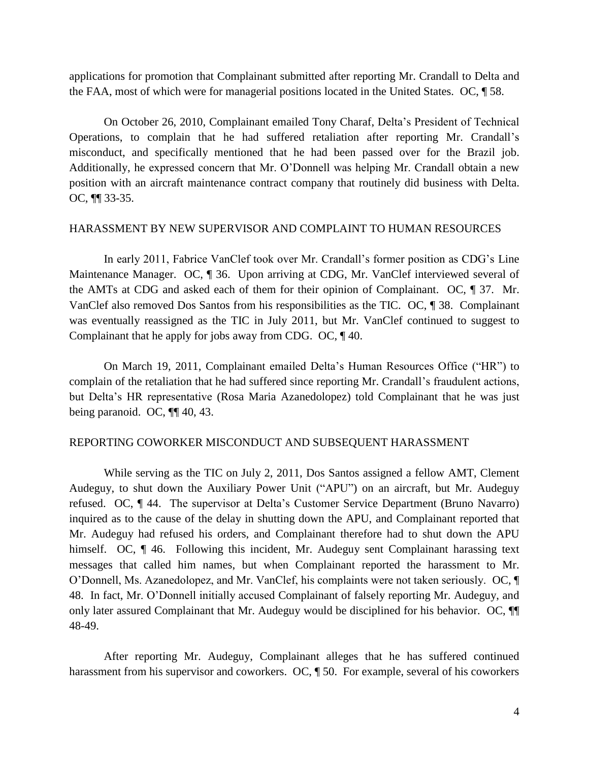applications for promotion that Complainant submitted after reporting Mr. Crandall to Delta and the FAA, most of which were for managerial positions located in the United States. OC, ¶ 58.

On October 26, 2010, Complainant emailed Tony Charaf, Delta's President of Technical Operations, to complain that he had suffered retaliation after reporting Mr. Crandall's misconduct, and specifically mentioned that he had been passed over for the Brazil job. Additionally, he expressed concern that Mr. O'Donnell was helping Mr. Crandall obtain a new position with an aircraft maintenance contract company that routinely did business with Delta. OC, ¶¶ 33-35.

## HARASSMENT BY NEW SUPERVISOR AND COMPLAINT TO HUMAN RESOURCES

In early 2011, Fabrice VanClef took over Mr. Crandall's former position as CDG's Line Maintenance Manager. OC, ¶ 36. Upon arriving at CDG, Mr. VanClef interviewed several of the AMTs at CDG and asked each of them for their opinion of Complainant. OC, ¶ 37. Mr. VanClef also removed Dos Santos from his responsibilities as the TIC. OC, ¶ 38. Complainant was eventually reassigned as the TIC in July 2011, but Mr. VanClef continued to suggest to Complainant that he apply for jobs away from CDG. OC, ¶ 40.

On March 19, 2011, Complainant emailed Delta's Human Resources Office ("HR") to complain of the retaliation that he had suffered since reporting Mr. Crandall's fraudulent actions, but Delta's HR representative (Rosa Maria Azanedolopez) told Complainant that he was just being paranoid. OC, ¶¶ 40, 43.

## REPORTING COWORKER MISCONDUCT AND SUBSEQUENT HARASSMENT

While serving as the TIC on July 2, 2011, Dos Santos assigned a fellow AMT, Clement Audeguy, to shut down the Auxiliary Power Unit ("APU") on an aircraft, but Mr. Audeguy refused. OC, ¶ 44. The supervisor at Delta's Customer Service Department (Bruno Navarro) inquired as to the cause of the delay in shutting down the APU, and Complainant reported that Mr. Audeguy had refused his orders, and Complainant therefore had to shut down the APU himself. OC, ¶ 46. Following this incident, Mr. Audeguy sent Complainant harassing text messages that called him names, but when Complainant reported the harassment to Mr. O'Donnell, Ms. Azanedolopez, and Mr. VanClef, his complaints were not taken seriously. OC, ¶ 48. In fact, Mr. O'Donnell initially accused Complainant of falsely reporting Mr. Audeguy, and only later assured Complainant that Mr. Audeguy would be disciplined for his behavior. OC, ¶¶ 48-49.

After reporting Mr. Audeguy, Complainant alleges that he has suffered continued harassment from his supervisor and coworkers. OC, ¶ 50. For example, several of his coworkers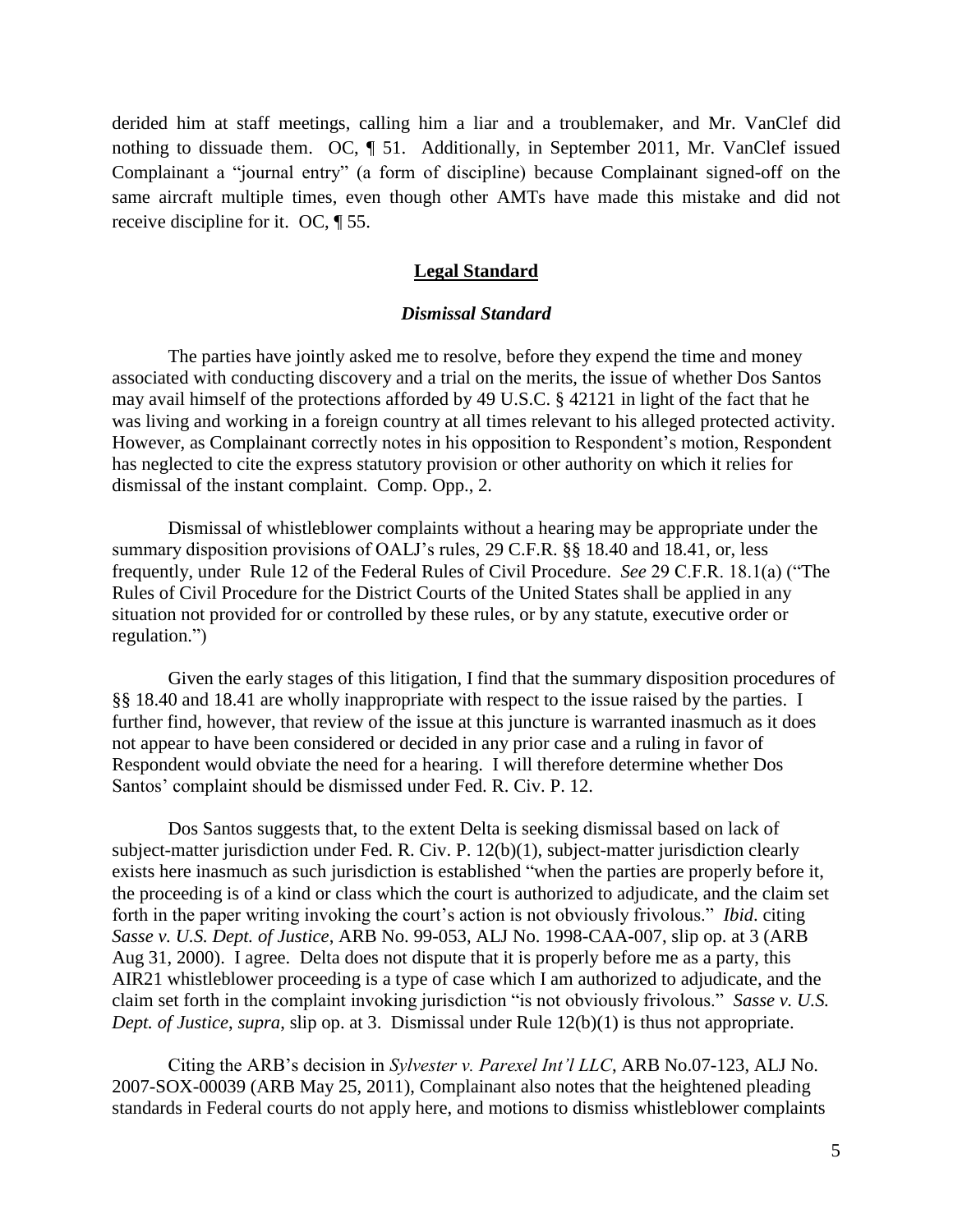derided him at staff meetings, calling him a liar and a troublemaker, and Mr. VanClef did nothing to dissuade them. OC, ¶ 51. Additionally, in September 2011, Mr. VanClef issued Complainant a "journal entry" (a form of discipline) because Complainant signed-off on the same aircraft multiple times, even though other AMTs have made this mistake and did not receive discipline for it. OC, ¶ 55.

## Legal Standard

### *Dismissal Standard*

The parties have jointly asked me to resolve, before they expend the time and money associated with conducting discovery and a trial on the merits, the issue of whether Dos Santos may avail himself of the protections afforded by 49 U.S.C. § 42121 in light of the fact that he was living and working in a foreign country at all times relevant to his alleged protected activity. However, as Complainant correctly notes in his opposition to Respondent's motion, Respondent has neglected to cite the express statutory provision or other authority on which it relies for dismissal of the instant complaint. Comp. Opp., 2.

Dismissal of whistleblower complaints without a hearing may be appropriate under the summary disposition provisions of OALJ's rules, 29 C.F.R. §§ 18.40 and 18.41, or, less frequently, under Rule 12 of the Federal Rules of Civil Procedure. *See* 29 C.F.R. 18.1(a) ("The Rules of Civil Procedure for the District Courts of the United States shall be applied in any situation not provided for or controlled by these rules, or by any statute, executive order or regulation.")

Given the early stages of this litigation, I find that the summary disposition procedures of §§ 18.40 and 18.41 are wholly inappropriate with respect to the issue raised by the parties. I further find, however, that review of the issue at this juncture is warranted inasmuch as it does not appear to have been considered or decided in any prior case and a ruling in favor of Respondent would obviate the need for a hearing. I will therefore determine whether Dos Santos' complaint should be dismissed under Fed. R. Civ. P. 12.

Dos Santos suggests that, to the extent Delta is seeking dismissal based on lack of subject-matter jurisdiction under Fed. R. Civ. P. 12(b)(1), subject-matter jurisdiction clearly exists here inasmuch as such jurisdiction is established "when the parties are properly before it, the proceeding is of a kind or class which the court is authorized to adjudicate, and the claim set forth in the paper writing invoking the court's action is not obviously frivolous." *Ibid.* citing *Sasse v. U.S. Dept. of Justice*, ARB No. 99-053, ALJ No. 1998-CAA-007, slip op. at 3 (ARB Aug 31, 2000). I agree. Delta does not dispute that it is properly before me as a party, this AIR21 whistleblower proceeding is a type of case which I am authorized to adjudicate, and the claim set forth in the complaint invoking jurisdiction "is not obviously frivolous." *Sasse v. U.S. Dept. of Justice*, *supra*, slip op. at 3. Dismissal under Rule 12(b)(1) is thus not appropriate.

Citing the ARB's decision in *Sylvester v. Parexel Int'l LLC*, ARB No.07-123, ALJ No. 2007-SOX-00039 (ARB May 25, 2011), Complainant also notes that the heightened pleading standards in Federal courts do not apply here, and motions to dismiss whistleblower complaints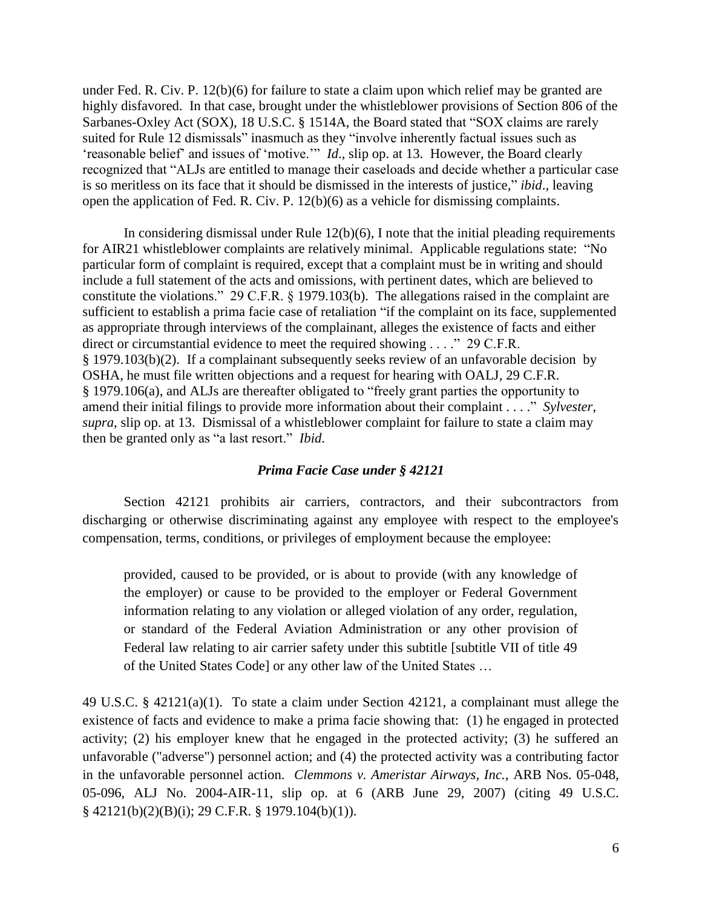under Fed. R. Civ. P. 12(b)(6) for failure to state a claim upon which relief may be granted are highly disfavored. In that case, brought under the whistleblower provisions of Section 806 of the Sarbanes-Oxley Act (SOX), 18 U.S.C. § 1514A, the Board stated that "SOX claims are rarely suited for Rule 12 dismissals" inasmuch as they "involve inherently factual issues such as 'reasonable belief' and issues of 'motive.'" *Id*., slip op. at 13. However, the Board clearly recognized that "ALJs are entitled to manage their caseloads and decide whether a particular case is so meritless on its face that it should be dismissed in the interests of justice," *ibid*., leaving open the application of Fed. R. Civ. P. 12(b)(6) as a vehicle for dismissing complaints.

In considering dismissal under Rule 12(b)(6), I note that the initial pleading requirements for AIR21 whistleblower complaints are relatively minimal. Applicable regulations state: "No particular form of complaint is required, except that a complaint must be in writing and should include a full statement of the acts and omissions, with pertinent dates, which are believed to constitute the violations." 29 C.F.R. § 1979.103(b). The allegations raised in the complaint are sufficient to establish a prima facie case of retaliation "if the complaint on its face, supplemented as appropriate through interviews of the complainant, alleges the existence of facts and either direct or circumstantial evidence to meet the required showing . . . ." 29 C.F.R. § 1979.103(b)(2). If a complainant subsequently seeks review of an unfavorable decision by OSHA, he must file written objections and a request for hearing with OALJ, 29 C.F.R. § 1979.106(a), and ALJs are thereafter obligated to "freely grant parties the opportunity to amend their initial filings to provide more information about their complaint . . . ." *Sylvester*, *supra*, slip op. at 13. Dismissal of a whistleblower complaint for failure to state a claim may then be granted only as "a last resort." *Ibid.*

### *Prima Facie Case under § 42121*

Section 42121 prohibits air carriers, contractors, and their subcontractors from discharging or otherwise discriminating against any employee with respect to the employee's compensation, terms, conditions, or privileges of employment because the employee:

> provided, caused to be provided, or is about to provide (with any knowledge of the employer) or cause to be provided to the employer or Federal Government information relating to any violation or alleged violation of any order, regulation, or standard of the Federal Aviation Administration or any other provision of Federal law relating to air carrier safety under this subtitle [subtitle VII of title 49 of the United States Code] or any other law of the United States …

49 U.S.C. § 42121(a)(1). To state a claim under Section 42121, a complainant must allege the existence of facts and evidence to make a prima facie showing that: (1) he engaged in protected activity; (2) his employer knew that he engaged in the protected activity; (3) he suffered an unfavorable ("adverse") personnel action; and (4) the protected activity was a contributing factor in the unfavorable personnel action. *Clemmons v. Ameristar Airways, Inc.*, ARB Nos. 05-048, 05-096, ALJ No. 2004-AIR-11, slip op. at 6 (ARB June 29, 2007) (citing 49 U.S.C. § 42121(b)(2)(B)(i); 29 C.F.R. § 1979.104(b)(1)).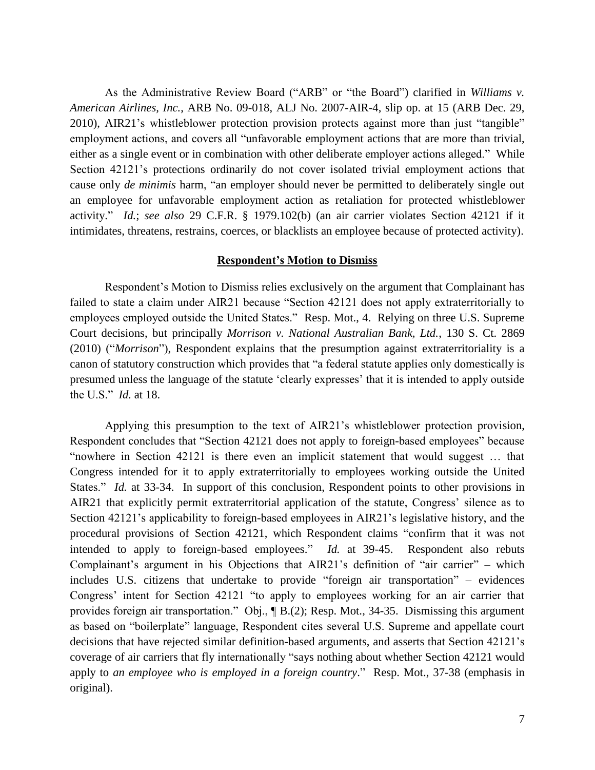As the Administrative Review Board ("ARB" or "the Board") clarified in *Williams v. American Airlines, Inc.*, ARB No. 09-018, ALJ No. 2007-AIR-4, slip op. at 15 (ARB Dec. 29, 2010), AIR21's whistleblower protection provision protects against more than just "tangible" employment actions, and covers all "unfavorable employment actions that are more than trivial, either as a single event or in combination with other deliberate employer actions alleged." While Section 42121's protections ordinarily do not cover isolated trivial employment actions that cause only *de minimis* harm, "an employer should never be permitted to deliberately single out an employee for unfavorable employment action as retaliation for protected whistleblower activity." *Id.*; *see also* 29 C.F.R. § 1979.102(b) (an air carrier violates Section 42121 if it intimidates, threatens, restrains, coerces, or blacklists an employee because of protected activity).

## Respondent's Motion to Dismiss

Respondent's Motion to Dismiss relies exclusively on the argument that Complainant has failed to state a claim under AIR21 because "Section 42121 does not apply extraterritorially to employees employed outside the United States." Resp. Mot., 4. Relying on three U.S. Supreme Court decisions, but principally *Morrison v. National Australian Bank, Ltd.*, 130 S. Ct. 2869 (2010) ("*Morrison*"), Respondent explains that the presumption against extraterritoriality is a canon of statutory construction which provides that "a federal statute applies only domestically is presumed unless the language of the statute 'clearly expresses' that it is intended to apply outside the U.S." *Id.* at 18.

Applying this presumption to the text of AIR21's whistleblower protection provision, Respondent concludes that "Section 42121 does not apply to foreign-based employees" because "nowhere in Section 42121 is there even an implicit statement that would suggest … that Congress intended for it to apply extraterritorially to employees working outside the United States." *Id.* at 33-34. In support of this conclusion, Respondent points to other provisions in AIR21 that explicitly permit extraterritorial application of the statute, Congress' silence as to Section 42121's applicability to foreign-based employees in AIR21's legislative history, and the procedural provisions of Section 42121, which Respondent claims "confirm that it was not intended to apply to foreign-based employees." *Id.* at 39-45. Respondent also rebuts Complainant's argument in his Objections that AIR21's definition of "air carrier" – which includes U.S. citizens that undertake to provide "foreign air transportation" – evidences Congress' intent for Section 42121 "to apply to employees working for an air carrier that provides foreign air transportation." Obj., ¶ B.(2); Resp. Mot., 34-35. Dismissing this argument as based on "boilerplate" language, Respondent cites several U.S. Supreme and appellate court decisions that have rejected similar definition-based arguments, and asserts that Section 42121's coverage of air carriers that fly internationally "says nothing about whether Section 42121 would apply to *an employee who is employed in a foreign country*." Resp. Mot., 37-38 (emphasis in original).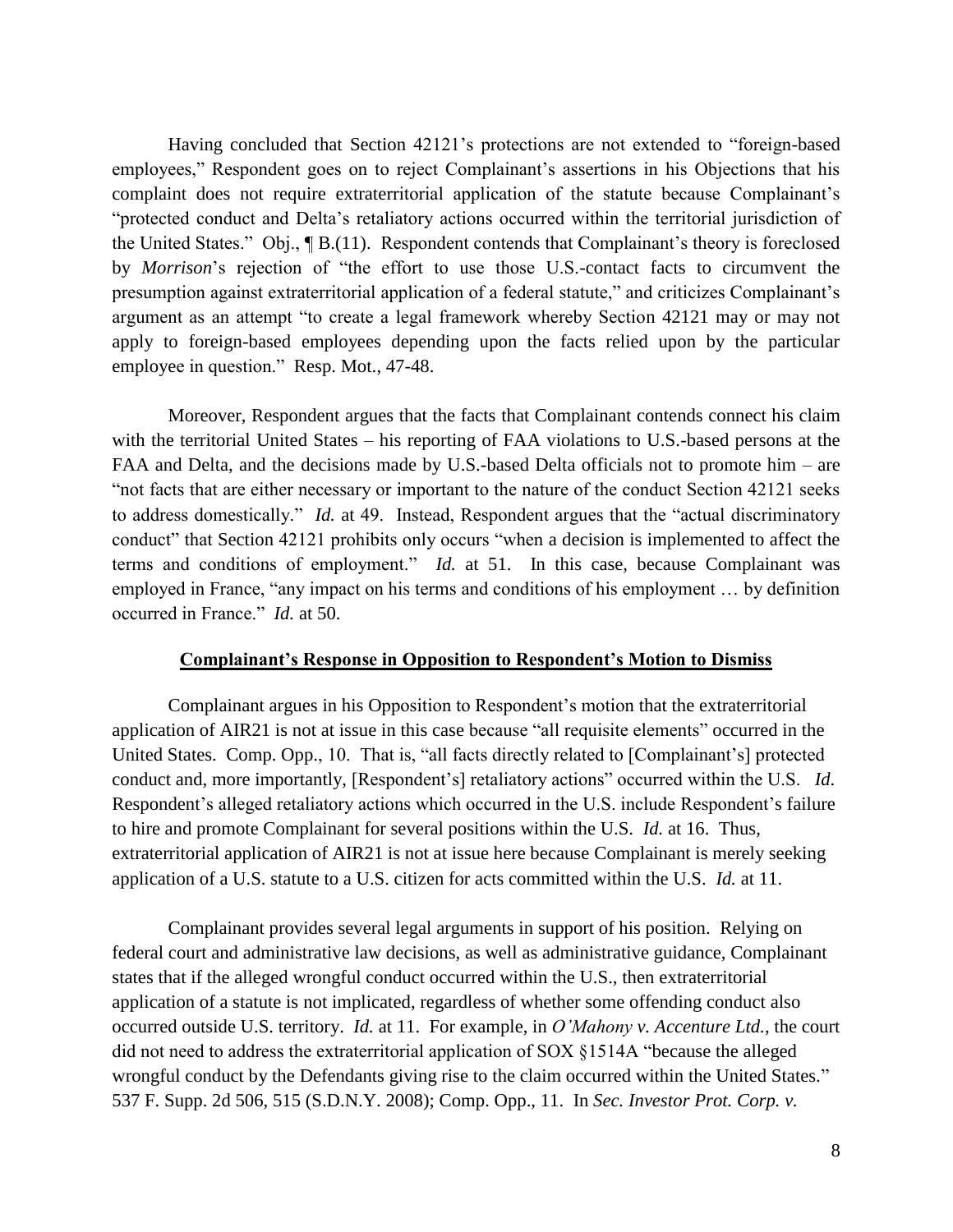Having concluded that Section 42121's protections are not extended to "foreign-based employees," Respondent goes on to reject Complainant's assertions in his Objections that his complaint does not require extraterritorial application of the statute because Complainant's "protected conduct and Delta's retaliatory actions occurred within the territorial jurisdiction of the United States." Obj., ¶ B.(11). Respondent contends that Complainant's theory is foreclosed by *Morrison*'s rejection of "the effort to use those U.S.-contact facts to circumvent the presumption against extraterritorial application of a federal statute," and criticizes Complainant's argument as an attempt "to create a legal framework whereby Section 42121 may or may not apply to foreign-based employees depending upon the facts relied upon by the particular employee in question." Resp. Mot., 47-48.

Moreover, Respondent argues that the facts that Complainant contends connect his claim with the territorial United States – his reporting of FAA violations to U.S.-based persons at the FAA and Delta, and the decisions made by U.S.-based Delta officials not to promote him – are "not facts that are either necessary or important to the nature of the conduct Section 42121 seeks to address domestically." *Id.* at 49. Instead, Respondent argues that the "actual discriminatory conduct" that Section 42121 prohibits only occurs "when a decision is implemented to affect the terms and conditions of employment." *Id.* at 51. In this case, because Complainant was employed in France, "any impact on his terms and conditions of his employment … by definition occurred in France." *Id.* at 50.

**Complainant's Response in Opposition to Respondent's Motion to Dismiss**

Complainant argues in his Opposition to Respondent's motion that the extraterritorial application of AIR21 is not at issue in this case because "all requisite elements" occurred in the United States. Comp. Opp., 10. That is, "all facts directly related to [Complainant's] protected conduct and, more importantly, [Respondent's] retaliatory actions" occurred within the U.S. *Id.* Respondent's alleged retaliatory actions which occurred in the U.S. include Respondent's failure to hire and promote Complainant for several positions within the U.S. *Id.* at 16. Thus, extraterritorial application of AIR21 is not at issue here because Complainant is merely seeking application of a U.S. statute to a U.S. citizen for acts committed within the U.S. *Id.* at 11.

Complainant provides several legal arguments in support of his position. Relying on federal court and administrative law decisions, as well as administrative guidance, Complainant states that if the alleged wrongful conduct occurred within the U.S., then extraterritorial application of a statute is not implicated, regardless of whether some offending conduct also occurred outside U.S. territory. *Id.* at 11. For example, in *O'Mahony v. Accenture Ltd.*, the court did not need to address the extraterritorial application of SOX §1514A "because the alleged wrongful conduct by the Defendants giving rise to the claim occurred within the United States." 537 F. Supp. 2d 506, 515 (S.D.N.Y. 2008); Comp. Opp., 11. In *Sec. Investor Prot. Corp. v.*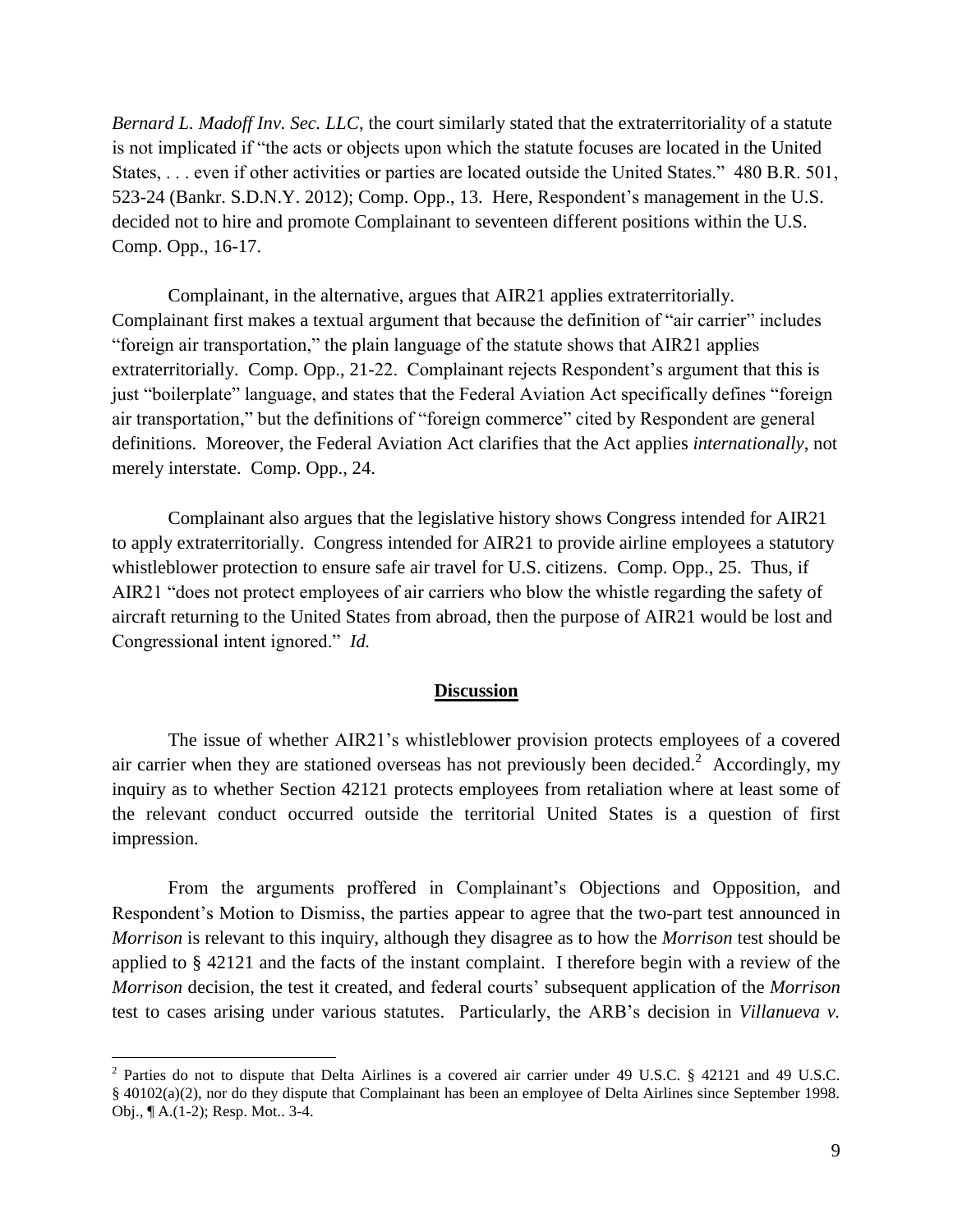*Bernard L. Madoff Inv. Sec. LLC*, the court similarly stated that the extraterritoriality of a statute is not implicated if "the acts or objects upon which the statute focuses are located in the United States, . . . even if other activities or parties are located outside the United States." 480 B.R. 501, 523-24 (Bankr. S.D.N.Y. 2012); Comp. Opp., 13. Here, Respondent's management in the U.S. decided not to hire and promote Complainant to seventeen different positions within the U.S. Comp. Opp., 16-17.

Complainant, in the alternative, argues that AIR21 applies extraterritorially. Complainant first makes a textual argument that because the definition of "air carrier" includes "foreign air transportation," the plain language of the statute shows that AIR21 applies extraterritorially. Comp. Opp., 21-22. Complainant rejects Respondent's argument that this is just "boilerplate" language, and states that the Federal Aviation Act specifically defines "foreign air transportation," but the definitions of "foreign commerce" cited by Respondent are general definitions. Moreover, the Federal Aviation Act clarifies that the Act applies *internationally*, not merely interstate. Comp. Opp., 24.

Complainant also argues that the legislative history shows Congress intended for AIR21 to apply extraterritorially. Congress intended for AIR21 to provide airline employees a statutory whistleblower protection to ensure safe air travel for U.S. citizens. Comp. Opp., 25. Thus, if AIR21 "does not protect employees of air carriers who blow the whistle regarding the safety of aircraft returning to the United States from abroad, then the purpose of AIR21 would be lost and Congressional intent ignored." *Id.*

## Discussion

The issue of whether AIR21's whistleblower provision protects employees of a covered air carrier when they are stationed overseas has not previously been decided.[2] Accordingly, my inquiry as to whether Section 42121 protects employees from retaliation where at least some of the relevant conduct occurred outside the territorial United States is a question of first impression.

From the arguments proffered in Complainant's Objections and Opposition, and Respondent's Motion to Dismiss, the parties appear to agree that the two-part test announced in *Morrison* is relevant to this inquiry, although they disagree as to how the *Morrison* test should be applied to § 42121 and the facts of the instant complaint. I therefore begin with a review of the *Morrison* decision, the test it created, and federal courts' subsequent application of the *Morrison* test to cases arising under various statutes. Particularly, the ARB's decision in *Villanueva v.*

[2] Parties do not to dispute that Delta Airlines is a covered air carrier under 49 U.S.C. § 42121 and 49 U.S.C. § 40102(a)(2), nor do they dispute that Complainant has been an employee of Delta Airlines since September 1998. Obj., ¶ A.(1-2); Resp. Mot.. 3-4.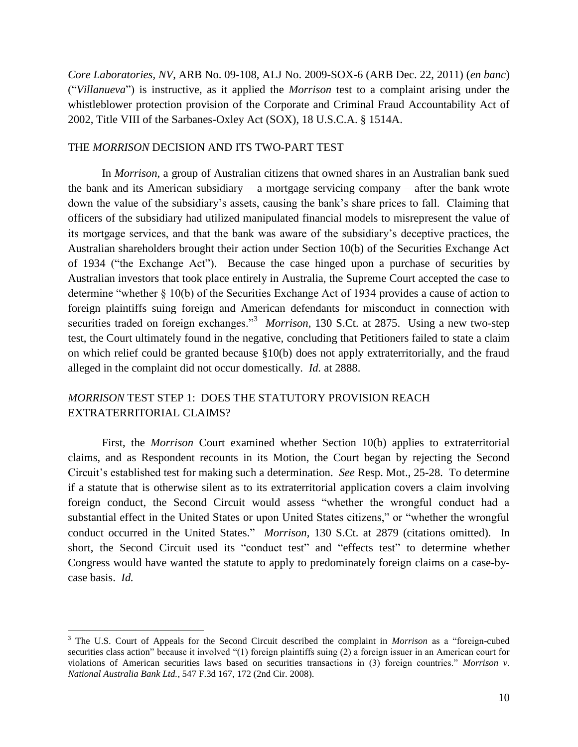*Core Laboratories, NV*, ARB No. 09-108, ALJ No. 2009-SOX-6 (ARB Dec. 22, 2011) (*en banc*) ("*Villanueva*") is instructive, as it applied the *Morrison* test to a complaint arising under the whistleblower protection provision of the Corporate and Criminal Fraud Accountability Act of 2002, Title VIII of the Sarbanes-Oxley Act (SOX), 18 U.S.C.A. § 1514A.

## THE *MORRISON* DECISION AND ITS TWO-PART TEST

In *Morrison*, a group of Australian citizens that owned shares in an Australian bank sued the bank and its American subsidiary – a mortgage servicing company – after the bank wrote down the value of the subsidiary's assets, causing the bank's share prices to fall. Claiming that officers of the subsidiary had utilized manipulated financial models to misrepresent the value of its mortgage services, and that the bank was aware of the subsidiary's deceptive practices, the Australian shareholders brought their action under Section 10(b) of the Securities Exchange Act of 1934 ("the Exchange Act"). Because the case hinged upon a purchase of securities by Australian investors that took place entirely in Australia, the Supreme Court accepted the case to determine "whether § 10(b) of the Securities Exchange Act of 1934 provides a cause of action to foreign plaintiffs suing foreign and American defendants for misconduct in connection with securities traded on foreign exchanges."[3] *Morrison*, 130 S.Ct. at 2875. Using a new two-step test, the Court ultimately found in the negative, concluding that Petitioners failed to state a claim on which relief could be granted because §10(b) does not apply extraterritorially, and the fraud alleged in the complaint did not occur domestically. *Id.* at 2888.

## *MORRISON* TEST STEP 1: DOES THE STATUTORY PROVISION REACH EXTRATERRITORIAL CLAIMS?

First, the *Morrison* Court examined whether Section 10(b) applies to extraterritorial claims, and as Respondent recounts in its Motion, the Court began by rejecting the Second Circuit's established test for making such a determination. *See* Resp. Mot., 25-28. To determine if a statute that is otherwise silent as to its extraterritorial application covers a claim involving foreign conduct, the Second Circuit would assess "whether the wrongful conduct had a substantial effect in the United States or upon United States citizens," or "whether the wrongful conduct occurred in the United States." *Morrison*, 130 S.Ct. at 2879 (citations omitted). In short, the Second Circuit used its "conduct test" and "effects test" to determine whether Congress would have wanted the statute to apply to predominately foreign claims on a case-by-case basis. *Id.*

---

[3] The U.S. Court of Appeals for the Second Circuit described the complaint in *Morrison* as a "foreign-cubed securities class action" because it involved "(1) foreign plaintiffs suing (2) a foreign issuer in an American court for violations of American securities laws based on securities transactions in (3) foreign countries." *Morrison v. National Australia Bank Ltd.*, 547 F.3d 167, 172 (2nd Cir. 2008).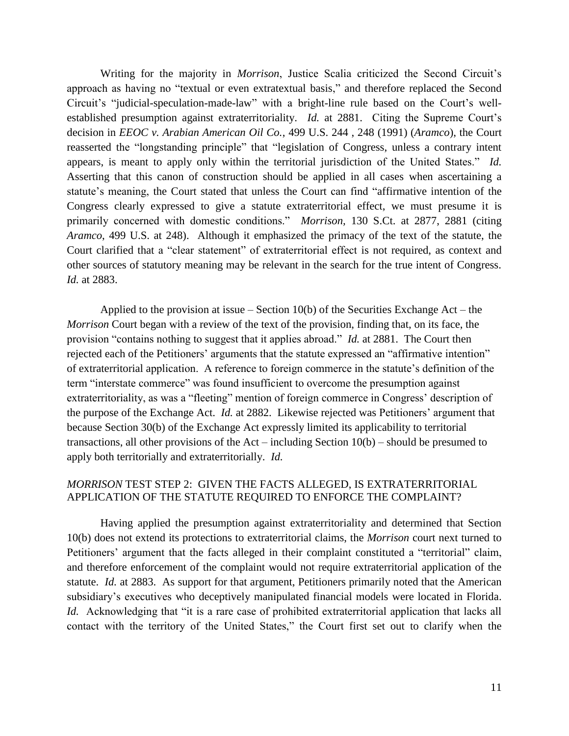Writing for the majority in *Morrison*, Justice Scalia criticized the Second Circuit's approach as having no "textual or even extratextual basis," and therefore replaced the Second Circuit's "judicial-speculation-made-law" with a bright-line rule based on the Court's well-established presumption against extraterritoriality. *Id.* at 2881. Citing the Supreme Court's decision in *EEOC v. Arabian American Oil Co.*, 499 U.S. 244 , 248 (1991) (*Aramco*), the Court reasserted the "longstanding principle" that "legislation of Congress, unless a contrary intent appears, is meant to apply only within the territorial jurisdiction of the United States." *Id.* Asserting that this canon of construction should be applied in all cases when ascertaining a statute's meaning, the Court stated that unless the Court can find "affirmative intention of the Congress clearly expressed to give a statute extraterritorial effect, we must presume it is primarily concerned with domestic conditions." *Morrison,* 130 S.Ct. at 2877, 2881 (citing *Aramco*, 499 U.S. at 248). Although it emphasized the primacy of the text of the statute, the Court clarified that a "clear statement" of extraterritorial effect is not required, as context and other sources of statutory meaning may be relevant in the search for the true intent of Congress. *Id.* at 2883.

Applied to the provision at issue – Section 10(b) of the Securities Exchange Act – the *Morrison* Court began with a review of the text of the provision, finding that, on its face, the provision "contains nothing to suggest that it applies abroad." *Id.* at 2881. The Court then rejected each of the Petitioners' arguments that the statute expressed an "affirmative intention" of extraterritorial application. A reference to foreign commerce in the statute's definition of the term "interstate commerce" was found insufficient to overcome the presumption against extraterritoriality, as was a "fleeting" mention of foreign commerce in Congress' description of the purpose of the Exchange Act. *Id.* at 2882. Likewise rejected was Petitioners' argument that because Section 30(b) of the Exchange Act expressly limited its applicability to territorial transactions, all other provisions of the Act – including Section 10(b) – should be presumed to apply both territorially and extraterritorially. *Id.*

## *MORRISON* TEST STEP 2: GIVEN THE FACTS ALLEGED, IS EXTRATERRITORIAL APPLICATION OF THE STATUTE REQUIRED TO ENFORCE THE COMPLAINT?

Having applied the presumption against extraterritoriality and determined that Section 10(b) does not extend its protections to extraterritorial claims, the *Morrison* court next turned to Petitioners' argument that the facts alleged in their complaint constituted a "territorial" claim, and therefore enforcement of the complaint would not require extraterritorial application of the statute. *Id.* at 2883. As support for that argument, Petitioners primarily noted that the American subsidiary's executives who deceptively manipulated financial models were located in Florida. *Id.* Acknowledging that "it is a rare case of prohibited extraterritorial application that lacks all contact with the territory of the United States," the Court first set out to clarify when the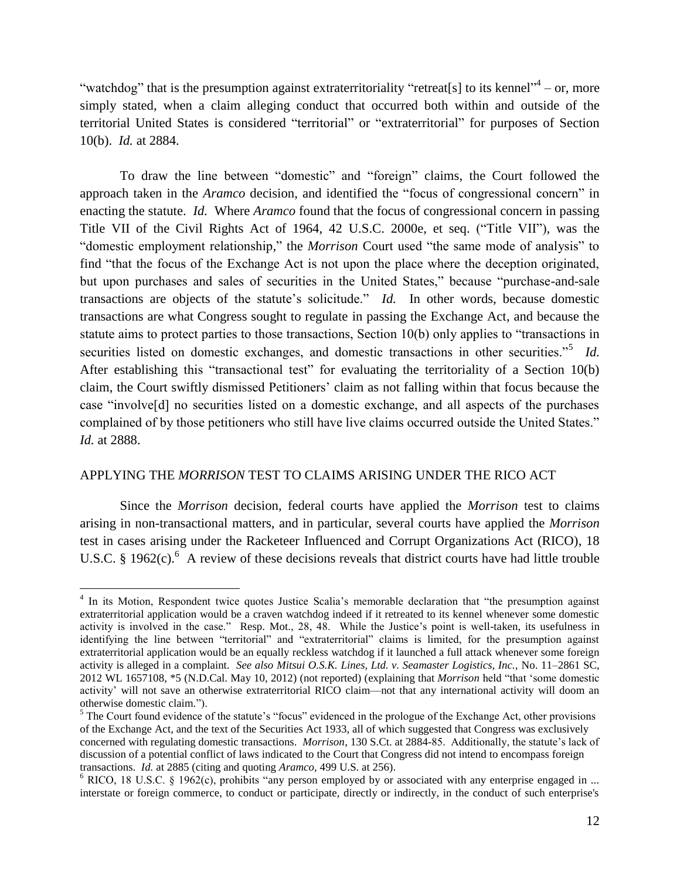"watchdog" that is the presumption against extraterritoriality "retreat[s] to its kennel"[4] – or, more simply stated, when a claim alleging conduct that occurred both within and outside of the territorial United States is considered "territorial" or "extraterritorial" for purposes of Section 10(b). *Id.* at 2884.

To draw the line between "domestic" and "foreign" claims, the Court followed the approach taken in the *Aramco* decision, and identified the "focus of congressional concern" in enacting the statute. *Id.* Where *Aramco* found that the focus of congressional concern in passing Title VII of the Civil Rights Act of 1964, 42 U.S.C. 2000e, et seq. ("Title VII"), was the "domestic employment relationship," the *Morrison* Court used "the same mode of analysis" to find "that the focus of the Exchange Act is not upon the place where the deception originated, but upon purchases and sales of securities in the United States," because "purchase-and-sale transactions are objects of the statute's solicitude." *Id.* In other words, because domestic transactions are what Congress sought to regulate in passing the Exchange Act, and because the statute aims to protect parties to those transactions, Section 10(b) only applies to "transactions in securities listed on domestic exchanges, and domestic transactions in other securities."[5] *Id.* After establishing this "transactional test" for evaluating the territoriality of a Section 10(b) claim, the Court swiftly dismissed Petitioners' claim as not falling within that focus because the case "involve[d] no securities listed on a domestic exchange, and all aspects of the purchases complained of by those petitioners who still have live claims occurred outside the United States." *Id.* at 2888.

## APPLYING THE *MORRISON* TEST TO CLAIMS ARISING UNDER THE RICO ACT

Since the *Morrison* decision, federal courts have applied the *Morrison* test to claims arising in non-transactional matters, and in particular, several courts have applied the *Morrison* test in cases arising under the Racketeer Influenced and Corrupt Organizations Act (RICO), 18 U.S.C. § 1962(c).[6] A review of these decisions reveals that district courts have had little trouble

---

[4] In its Motion, Respondent twice quotes Justice Scalia's memorable declaration that "the presumption against extraterritorial application would be a craven watchdog indeed if it retreated to its kennel whenever some domestic activity is involved in the case." Resp. Mot., 28, 48. While the Justice's point is well-taken, its usefulness in identifying the line between "territorial" and "extraterritorial" claims is limited, for the presumption against extraterritorial application would be an equally reckless watchdog if it launched a full attack whenever some foreign activity is alleged in a complaint. *See also Mitsui O.S.K. Lines, Ltd. v. Seamaster Logistics, Inc.,* No. 11–2861 SC, 2012 WL 1657108, *5 (N.D.Cal. May 10, 2012) (not reported) (explaining that *Morrison* held "that 'some domestic activity' will not save an otherwise extraterritorial RICO claim—not that any international activity will doom an otherwise domestic claim.").

[5] The Court found evidence of the statute's "focus" evidenced in the prologue of the Exchange Act, other provisions of the Exchange Act, and the text of the Securities Act 1933, all of which suggested that Congress was exclusively concerned with regulating domestic transactions. *Morrison,* 130 S.Ct. at 2884-85. Additionally, the statute's lack of discussion of a potential conflict of laws indicated to the Court that Congress did not intend to encompass foreign transactions. *Id.* at 2885 (citing and quoting *Aramco,* 499 U.S. at 256).

[6] RICO, 18 U.S.C. § 1962(c), prohibits "any person employed by or associated with any enterprise engaged in ... interstate or foreign commerce, to conduct or participate, directly or indirectly, in the conduct of such enterprise's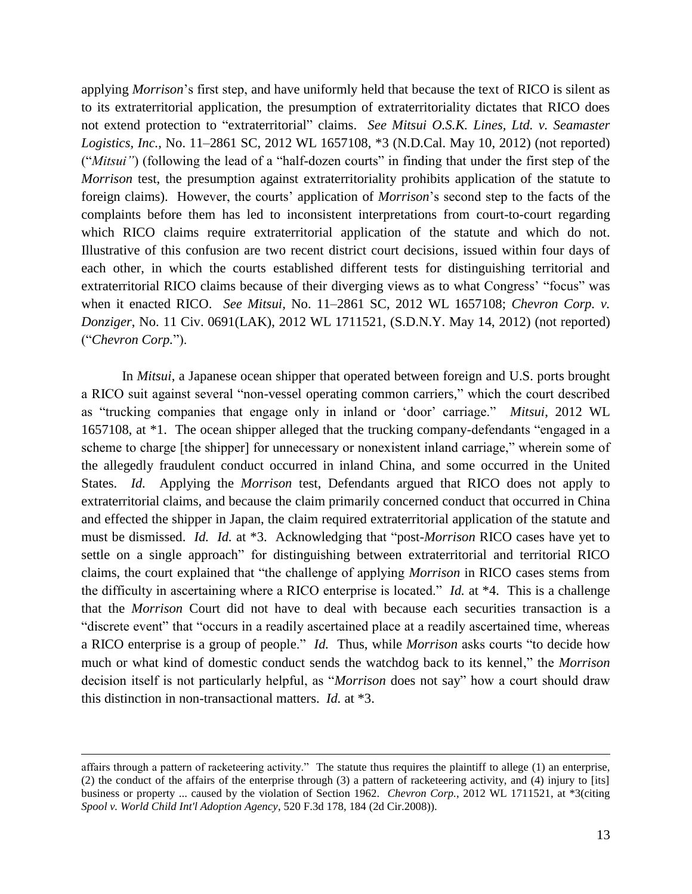applying *Morrison*'s first step, and have uniformly held that because the text of RICO is silent as to its extraterritorial application, the presumption of extraterritoriality dictates that RICO does not extend protection to "extraterritorial" claims. *See Mitsui O.S.K. Lines, Ltd. v. Seamaster Logistics, Inc.*, No. 11–2861 SC, 2012 WL 1657108, *3 (N.D.Cal. May 10, 2012) (not reported) ("*Mitsui"*) (following the lead of a "half-dozen courts" in finding that under the first step of the *Morrison* test, the presumption against extraterritoriality prohibits application of the statute to foreign claims). However, the courts' application of *Morrison*'s second step to the facts of the complaints before them has led to inconsistent interpretations from court-to-court regarding which RICO claims require extraterritorial application of the statute and which do not. Illustrative of this confusion are two recent district court decisions, issued within four days of each other, in which the courts established different tests for distinguishing territorial and extraterritorial RICO claims because of their diverging views as to what Congress' "focus" was when it enacted RICO. *See Mitsui*, No. 11–2861 SC, 2012 WL 1657108; *Chevron Corp. v. Donziger*, No. 11 Civ. 0691(LAK), 2012 WL 1711521, (S.D.N.Y. May 14, 2012) (not reported) ("*Chevron Corp.*").

In *Mitsui*, a Japanese ocean shipper that operated between foreign and U.S. ports brought a RICO suit against several "non-vessel operating common carriers," which the court described as "trucking companies that engage only in inland or 'door' carriage." *Mitsui*, 2012 WL 1657108, at *1. The ocean shipper alleged that the trucking company-defendants "engaged in a scheme to charge [the shipper] for unnecessary or nonexistent inland carriage," wherein some of the allegedly fraudulent conduct occurred in inland China, and some occurred in the United States. *Id.* Applying the *Morrison* test, Defendants argued that RICO does not apply to extraterritorial claims, and because the claim primarily concerned conduct that occurred in China and effected the shipper in Japan, the claim required extraterritorial application of the statute and must be dismissed. *Id. Id.* at *3. Acknowledging that "post-*Morrison* RICO cases have yet to settle on a single approach" for distinguishing between extraterritorial and territorial RICO claims, the court explained that "the challenge of applying *Morrison* in RICO cases stems from the difficulty in ascertaining where a RICO enterprise is located." *Id.* at *4. This is a challenge that the *Morrison* Court did not have to deal with because each securities transaction is a "discrete event" that "occurs in a readily ascertained place at a readily ascertained time, whereas a RICO enterprise is a group of people." *Id.* Thus, while *Morrison* asks courts "to decide how much or what kind of domestic conduct sends the watchdog back to its kennel," the *Morrison* decision itself is not particularly helpful, as "*Morrison* does not say" how a court should draw this distinction in non-transactional matters. *Id.* at *3.

---

affairs through a pattern of racketeering activity." The statute thus requires the plaintiff to allege (1) an enterprise, (2) the conduct of the affairs of the enterprise through (3) a pattern of racketeering activity, and (4) injury to [its] business or property ... caused by the violation of Section 1962. *Chevron Corp.*, 2012 WL 1711521, at *3(citing *Spool v. World Child Int'l Adoption Agency*, 520 F.3d 178, 184 (2d Cir.2008)).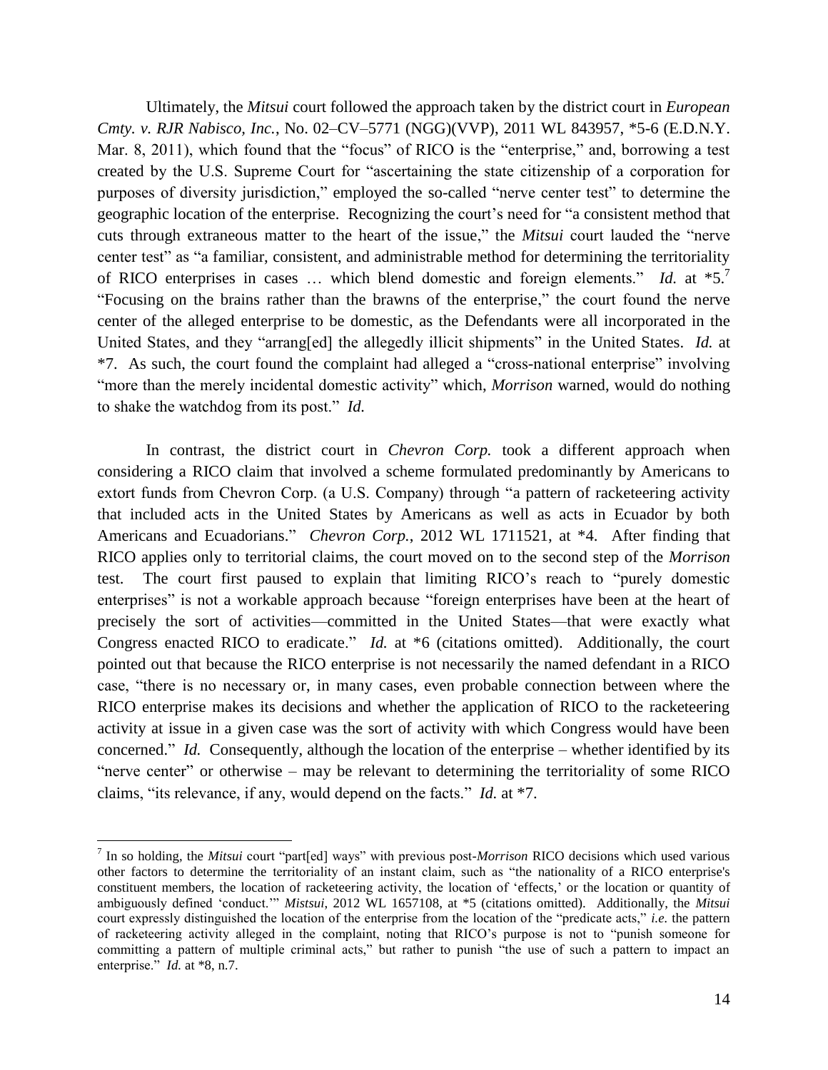Ultimately, the *Mitsui* court followed the approach taken by the district court in *European Cmty. v. RJR Nabisco, Inc.*, No. 02–CV–5771 (NGG)(VVP), 2011 WL 843957, *5-6 (E.D.N.Y. Mar. 8, 2011), which found that the "focus" of RICO is the "enterprise," and, borrowing a test created by the U.S. Supreme Court for "ascertaining the state citizenship of a corporation for purposes of diversity jurisdiction," employed the so-called "nerve center test" to determine the geographic location of the enterprise. Recognizing the court's need for "a consistent method that cuts through extraneous matter to the heart of the issue," the *Mitsui* court lauded the "nerve center test" as "a familiar, consistent, and administrable method for determining the territoriality of RICO enterprises in cases … which blend domestic and foreign elements." *Id.* at *5.[7] "Focusing on the brains rather than the brawns of the enterprise," the court found the nerve center of the alleged enterprise to be domestic, as the Defendants were all incorporated in the United States, and they "arrang[ed] the allegedly illicit shipments" in the United States. *Id.* at *7. As such, the court found the complaint had alleged a "cross-national enterprise" involving "more than the merely incidental domestic activity" which, *Morrison* warned, would do nothing to shake the watchdog from its post." *Id.*

In contrast, the district court in *Chevron Corp.* took a different approach when considering a RICO claim that involved a scheme formulated predominantly by Americans to extort funds from Chevron Corp. (a U.S. Company) through "a pattern of racketeering activity that included acts in the United States by Americans as well as acts in Ecuador by both Americans and Ecuadorians." *Chevron Corp.*, 2012 WL 1711521, at *4. After finding that RICO applies only to territorial claims, the court moved on to the second step of the *Morrison* test. The court first paused to explain that limiting RICO's reach to "purely domestic enterprises" is not a workable approach because "foreign enterprises have been at the heart of precisely the sort of activities—committed in the United States—that were exactly what Congress enacted RICO to eradicate." *Id.* at *6 (citations omitted). Additionally, the court pointed out that because the RICO enterprise is not necessarily the named defendant in a RICO case, "there is no necessary or, in many cases, even probable connection between where the RICO enterprise makes its decisions and whether the application of RICO to the racketeering activity at issue in a given case was the sort of activity with which Congress would have been concerned." *Id.* Consequently, although the location of the enterprise – whether identified by its "nerve center" or otherwise – may be relevant to determining the territoriality of some RICO claims, "its relevance, if any, would depend on the facts." *Id.* at *7.

---

[7] In so holding, the *Mitsui* court "part[ed] ways" with previous post-*Morrison* RICO decisions which used various other factors to determine the territoriality of an instant claim, such as "the nationality of a RICO enterprise's constituent members, the location of racketeering activity, the location of 'effects,' or the location or quantity of ambiguously defined 'conduct.'" *Mistsui*, 2012 WL 1657108, at *5 (citations omitted). Additionally, the *Mitsui* court expressly distinguished the location of the enterprise from the location of the "predicate acts," *i.e.* the pattern of racketeering activity alleged in the complaint, noting that RICO's purpose is not to "punish someone for committing a pattern of multiple criminal acts," but rather to punish "the use of such a pattern to impact an enterprise." *Id.* at *8, n.7.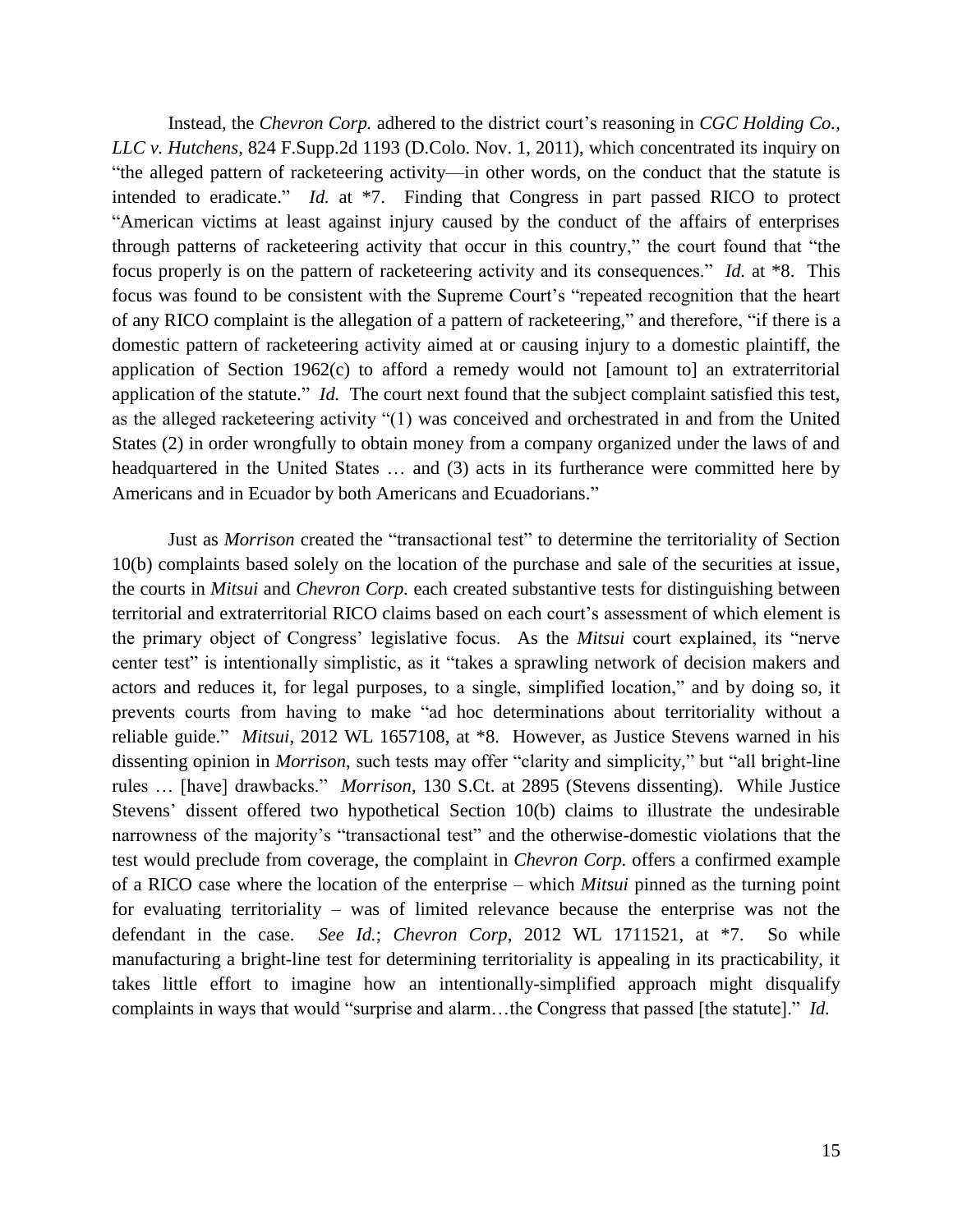Instead, the *Chevron Corp.* adhered to the district court's reasoning in *CGC Holding Co., LLC v. Hutchens*, 824 F.Supp.2d 1193 (D.Colo. Nov. 1, 2011), which concentrated its inquiry on "the alleged pattern of racketeering activity—in other words, on the conduct that the statute is intended to eradicate." *Id.* at *7. Finding that Congress in part passed RICO to protect "American victims at least against injury caused by the conduct of the affairs of enterprises through patterns of racketeering activity that occur in this country," the court found that "the focus properly is on the pattern of racketeering activity and its consequences." *Id.* at *8. This focus was found to be consistent with the Supreme Court's "repeated recognition that the heart of any RICO complaint is the allegation of a pattern of racketeering," and therefore, "if there is a domestic pattern of racketeering activity aimed at or causing injury to a domestic plaintiff, the application of Section 1962(c) to afford a remedy would not [amount to] an extraterritorial application of the statute." *Id.* The court next found that the subject complaint satisfied this test, as the alleged racketeering activity "(1) was conceived and orchestrated in and from the United States (2) in order wrongfully to obtain money from a company organized under the laws of and headquartered in the United States … and (3) acts in its furtherance were committed here by Americans and in Ecuador by both Americans and Ecuadorians."

Just as *Morrison* created the "transactional test" to determine the territoriality of Section 10(b) complaints based solely on the location of the purchase and sale of the securities at issue, the courts in *Mitsui* and *Chevron Corp.* each created substantive tests for distinguishing between territorial and extraterritorial RICO claims based on each court's assessment of which element is the primary object of Congress' legislative focus. As the *Mitsui* court explained, its "nerve center test" is intentionally simplistic, as it "takes a sprawling network of decision makers and actors and reduces it, for legal purposes, to a single, simplified location," and by doing so, it prevents courts from having to make "ad hoc determinations about territoriality without a reliable guide." *Mitsui*, 2012 WL 1657108, at *8. However, as Justice Stevens warned in his dissenting opinion in *Morrison*, such tests may offer "clarity and simplicity," but "all bright-line rules … [have] drawbacks." *Morrison*, 130 S.Ct. at 2895 (Stevens dissenting). While Justice Stevens' dissent offered two hypothetical Section 10(b) claims to illustrate the undesirable narrowness of the majority's "transactional test" and the otherwise-domestic violations that the test would preclude from coverage, the complaint in *Chevron Corp.* offers a confirmed example of a RICO case where the location of the enterprise – which *Mitsui* pinned as the turning point for evaluating territoriality – was of limited relevance because the enterprise was not the defendant in the case. *See Id.*; *Chevron Corp*, 2012 WL 1711521, at *7. So while manufacturing a bright-line test for determining territoriality is appealing in its practicability, it takes little effort to imagine how an intentionally-simplified approach might disqualify complaints in ways that would "surprise and alarm…the Congress that passed [the statute]." *Id.*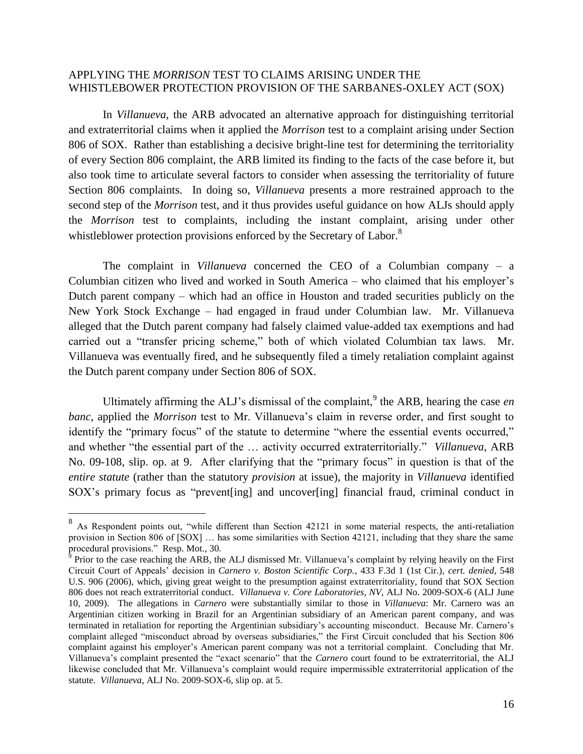APPLYING THE *MORRISON* TEST TO CLAIMS ARISING UNDER THE WHISTLEBOWER PROTECTION PROVISION OF THE SARBANES-OXLEY ACT (SOX)

In *Villanueva*, the ARB advocated an alternative approach for distinguishing territorial and extraterritorial claims when it applied the *Morrison* test to a complaint arising under Section 806 of SOX. Rather than establishing a decisive bright-line test for determining the territoriality of every Section 806 complaint, the ARB limited its finding to the facts of the case before it, but also took time to articulate several factors to consider when assessing the territoriality of future Section 806 complaints. In doing so, *Villanueva* presents a more restrained approach to the second step of the *Morrison* test, and it thus provides useful guidance on how ALJs should apply the *Morrison* test to complaints, including the instant complaint, arising under other whistleblower protection provisions enforced by the Secretary of Labor.[8]

The complaint in *Villanueva* concerned the CEO of a Columbian company – a Columbian citizen who lived and worked in South America – who claimed that his employer's Dutch parent company – which had an office in Houston and traded securities publicly on the New York Stock Exchange – had engaged in fraud under Columbian law. Mr. Villanueva alleged that the Dutch parent company had falsely claimed value-added tax exemptions and had carried out a "transfer pricing scheme," both of which violated Columbian tax laws. Mr. Villanueva was eventually fired, and he subsequently filed a timely retaliation complaint against the Dutch parent company under Section 806 of SOX.

Ultimately affirming the ALJ's dismissal of the complaint,[9] the ARB, hearing the case *en banc*, applied the *Morrison* test to Mr. Villanueva's claim in reverse order, and first sought to identify the "primary focus" of the statute to determine "where the essential events occurred," and whether "the essential part of the … activity occurred extraterritorially." *Villanueva*, ARB No. 09-108, slip. op. at 9. After clarifying that the "primary focus" in question is that of the *entire statute* (rather than the statutory *provision* at issue), the majority in *Villanueva* identified SOX's primary focus as "prevent[ing] and uncover[ing] financial fraud, criminal conduct in

---

[8] As Respondent points out, "while different than Section 42121 in some material respects, the anti-retaliation provision in Section 806 of [SOX] … has some similarities with Section 42121, including that they share the same procedural provisions." Resp. Mot., 30.

[9] Prior to the case reaching the ARB, the ALJ dismissed Mr. Villanueva's complaint by relying heavily on the First Circuit Court of Appeals' decision in *Carnero v. Boston Scientific Corp.*, 433 F.3d 1 (1st Cir.), *cert. denied*, 548 U.S. 906 (2006), which, giving great weight to the presumption against extraterritoriality, found that SOX Section 806 does not reach extraterritorial conduct. *Villanueva v. Core Laboratories, NV*, ALJ No. 2009-SOX-6 (ALJ June 10, 2009). The allegations in *Carnero* were substantially similar to those in *Villanueva*: Mr. Carnero was an Argentinian citizen working in Brazil for an Argentinian subsidiary of an American parent company, and was terminated in retaliation for reporting the Argentinian subsidiary's accounting misconduct. Because Mr. Carnero's complaint alleged "misconduct abroad by overseas subsidiaries," the First Circuit concluded that his Section 806 complaint against his employer's American parent company was not a territorial complaint. Concluding that Mr. Villanueva's complaint presented the "exact scenario" that the *Carnero* court found to be extraterritorial, the ALJ likewise concluded that Mr. Villanueva's complaint would require impermissible extraterritorial application of the statute. *Villanueva*, ALJ No. 2009-SOX-6, slip op. at 5.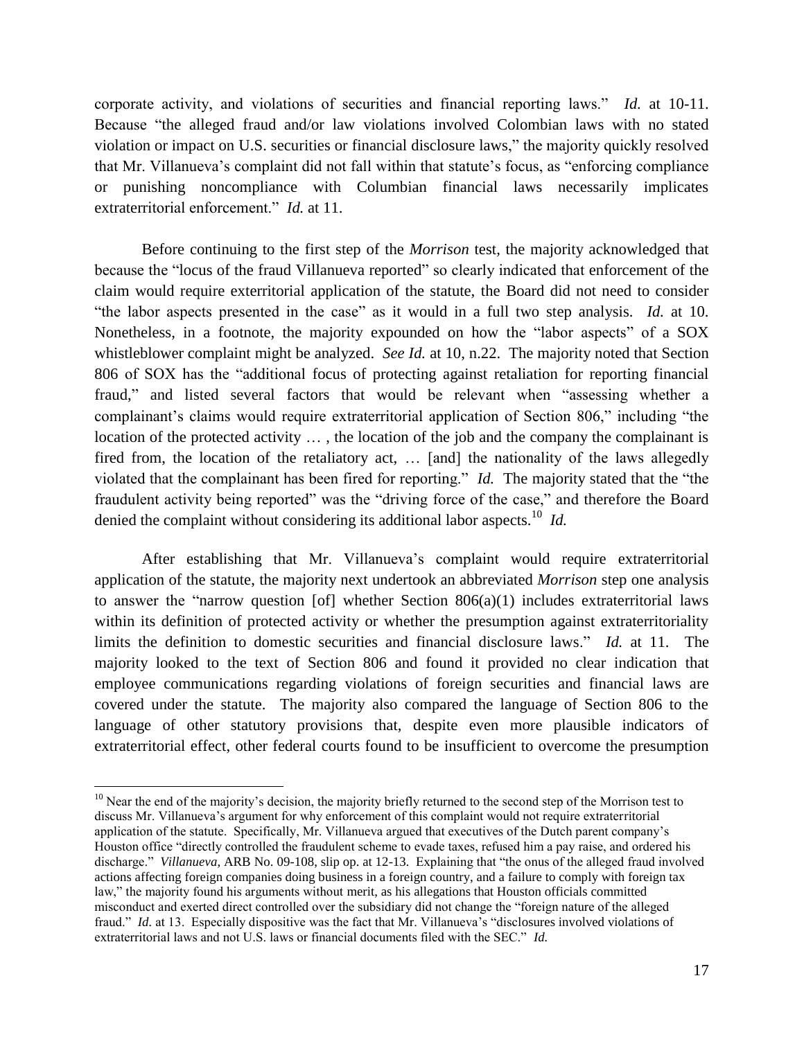corporate activity, and violations of securities and financial reporting laws." *Id.* at 10-11. Because "the alleged fraud and/or law violations involved Colombian laws with no stated violation or impact on U.S. securities or financial disclosure laws," the majority quickly resolved that Mr. Villanueva's complaint did not fall within that statute's focus, as "enforcing compliance or punishing noncompliance with Columbian financial laws necessarily implicates extraterritorial enforcement." *Id.* at 11.

Before continuing to the first step of the *Morrison* test, the majority acknowledged that because the "locus of the fraud Villanueva reported" so clearly indicated that enforcement of the claim would require exterritorial application of the statute, the Board did not need to consider "the labor aspects presented in the case" as it would in a full two step analysis. *Id.* at 10. Nonetheless, in a footnote, the majority expounded on how the "labor aspects" of a SOX whistleblower complaint might be analyzed. *See Id.* at 10, n.22. The majority noted that Section 806 of SOX has the "additional focus of protecting against retaliation for reporting financial fraud," and listed several factors that would be relevant when "assessing whether a complainant's claims would require extraterritorial application of Section 806," including "the location of the protected activity … , the location of the job and the company the complainant is fired from, the location of the retaliatory act, … [and] the nationality of the laws allegedly violated that the complainant has been fired for reporting." *Id.* The majority stated that the "the fraudulent activity being reported" was the "driving force of the case," and therefore the Board denied the complaint without considering its additional labor aspects.[10] *Id.*

After establishing that Mr. Villanueva's complaint would require extraterritorial application of the statute, the majority next undertook an abbreviated *Morrison* step one analysis to answer the "narrow question [of] whether Section 806(a)(1) includes extraterritorial laws within its definition of protected activity or whether the presumption against extraterritoriality limits the definition to domestic securities and financial disclosure laws." *Id.* at 11. The majority looked to the text of Section 806 and found it provided no clear indication that employee communications regarding violations of foreign securities and financial laws are covered under the statute. The majority also compared the language of Section 806 to the language of other statutory provisions that, despite even more plausible indicators of extraterritorial effect, other federal courts found to be insufficient to overcome the presumption

---

[10] Near the end of the majority's decision, the majority briefly returned to the second step of the Morrison test to discuss Mr. Villanueva's argument for why enforcement of this complaint would not require extraterritorial application of the statute. Specifically, Mr. Villanueva argued that executives of the Dutch parent company's Houston office "directly controlled the fraudulent scheme to evade taxes, refused him a pay raise, and ordered his discharge." *Villanueva*, ARB No. 09-108, slip op. at 12-13. Explaining that "the onus of the alleged fraud involved actions affecting foreign companies doing business in a foreign country, and a failure to comply with foreign tax law," the majority found his arguments without merit, as his allegations that Houston officials committed misconduct and exerted direct controlled over the subsidiary did not change the "foreign nature of the alleged fraud." *Id.* at 13. Especially dispositive was the fact that Mr. Villanueva's "disclosures involved violations of extraterritorial laws and not U.S. laws or financial documents filed with the SEC." *Id.*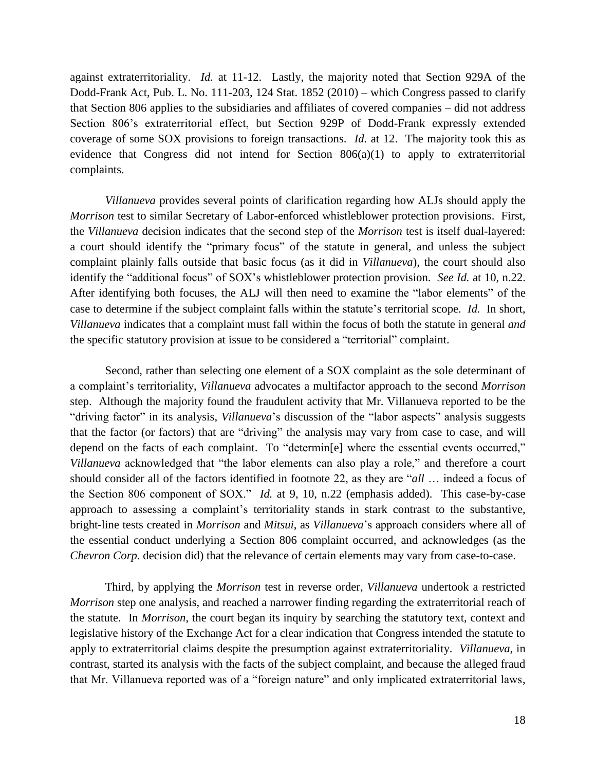against extraterritoriality. *Id.* at 11-12. Lastly, the majority noted that Section 929A of the Dodd-Frank Act, Pub. L. No. 111-203, 124 Stat. 1852 (2010) – which Congress passed to clarify that Section 806 applies to the subsidiaries and affiliates of covered companies – did not address Section 806's extraterritorial effect, but Section 929P of Dodd-Frank expressly extended coverage of some SOX provisions to foreign transactions. *Id.* at 12. The majority took this as evidence that Congress did not intend for Section 806(a)(1) to apply to extraterritorial complaints.

*Villanueva* provides several points of clarification regarding how ALJs should apply the *Morrison* test to similar Secretary of Labor-enforced whistleblower protection provisions. First, the *Villanueva* decision indicates that the second step of the *Morrison* test is itself dual-layered: a court should identify the "primary focus" of the statute in general, and unless the subject complaint plainly falls outside that basic focus (as it did in *Villanueva*), the court should also identify the "additional focus" of SOX's whistleblower protection provision. *See Id.* at 10, n.22. After identifying both focuses, the ALJ will then need to examine the "labor elements" of the case to determine if the subject complaint falls within the statute's territorial scope. *Id.* In short, *Villanueva* indicates that a complaint must fall within the focus of both the statute in general *and* the specific statutory provision at issue to be considered a "territorial" complaint.

Second, rather than selecting one element of a SOX complaint as the sole determinant of a complaint's territoriality, *Villanueva* advocates a multifactor approach to the second *Morrison* step. Although the majority found the fraudulent activity that Mr. Villanueva reported to be the "driving factor" in its analysis, *Villanueva*'s discussion of the "labor aspects" analysis suggests that the factor (or factors) that are "driving" the analysis may vary from case to case, and will depend on the facts of each complaint. To "determin[e] where the essential events occurred," *Villanueva* acknowledged that "the labor elements can also play a role," and therefore a court should consider all of the factors identified in footnote 22, as they are "*all* … indeed a focus of the Section 806 component of SOX." *Id.* at 9, 10, n.22 (emphasis added). This case-by-case approach to assessing a complaint's territoriality stands in stark contrast to the substantive, bright-line tests created in *Morrison* and *Mitsui*, as *Villanueva*'s approach considers where all of the essential conduct underlying a Section 806 complaint occurred, and acknowledges (as the *Chevron Corp.* decision did) that the relevance of certain elements may vary from case-to-case.

Third, by applying the *Morrison* test in reverse order, *Villanueva* undertook a restricted *Morrison* step one analysis, and reached a narrower finding regarding the extraterritorial reach of the statute. In *Morrison*, the court began its inquiry by searching the statutory text, context and legislative history of the Exchange Act for a clear indication that Congress intended the statute to apply to extraterritorial claims despite the presumption against extraterritoriality. *Villanueva*, in contrast, started its analysis with the facts of the subject complaint, and because the alleged fraud that Mr. Villanueva reported was of a "foreign nature" and only implicated extraterritorial laws,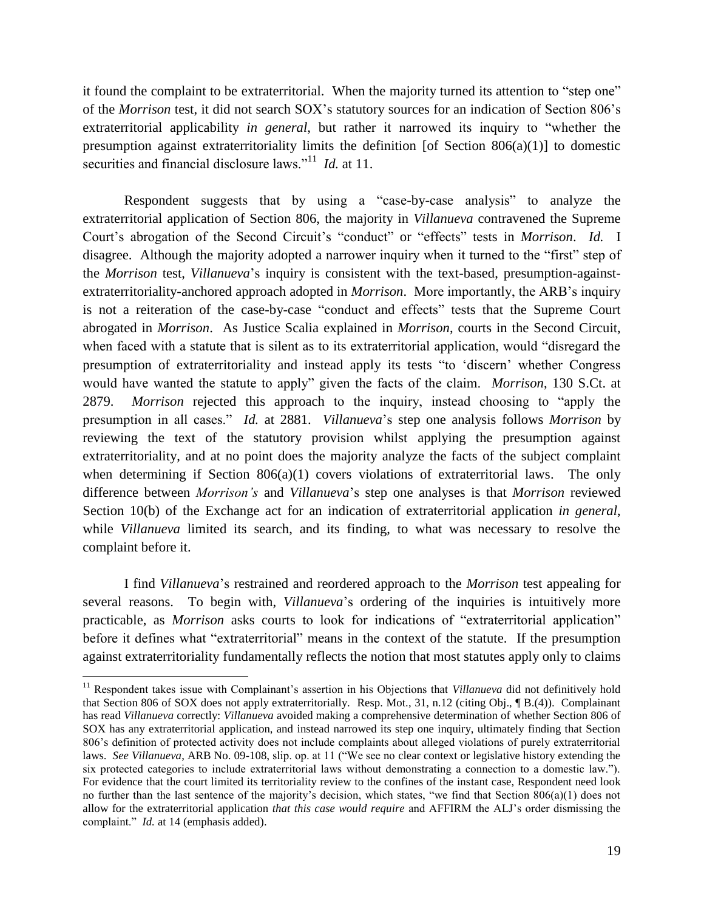it found the complaint to be extraterritorial. When the majority turned its attention to "step one" of the *Morrison* test, it did not search SOX's statutory sources for an indication of Section 806's extraterritorial applicability *in general*, but rather it narrowed its inquiry to "whether the presumption against extraterritoriality limits the definition [of Section 806(a)(1)] to domestic securities and financial disclosure laws."[11] *Id.* at 11.

Respondent suggests that by using a "case-by-case analysis" to analyze the extraterritorial application of Section 806, the majority in *Villanueva* contravened the Supreme Court's abrogation of the Second Circuit's "conduct" or "effects" tests in *Morrison*. *Id.* I disagree. Although the majority adopted a narrower inquiry when it turned to the "first" step of the *Morrison* test, *Villanueva*'s inquiry is consistent with the text-based, presumption-against-extraterritoriality-anchored approach adopted in *Morrison*. More importantly, the ARB's inquiry is not a reiteration of the case-by-case "conduct and effects" tests that the Supreme Court abrogated in *Morrison*. As Justice Scalia explained in *Morrison*, courts in the Second Circuit, when faced with a statute that is silent as to its extraterritorial application, would "disregard the presumption of extraterritoriality and instead apply its tests "to 'discern' whether Congress would have wanted the statute to apply" given the facts of the claim. *Morrison*, 130 S.Ct. at 2879. *Morrison* rejected this approach to the inquiry, instead choosing to "apply the presumption in all cases." *Id.* at 2881. *Villanueva*'s step one analysis follows *Morrison* by reviewing the text of the statutory provision whilst applying the presumption against extraterritoriality, and at no point does the majority analyze the facts of the subject complaint when determining if Section 806(a)(1) covers violations of extraterritorial laws. The only difference between *Morrison's* and *Villanueva*'s step one analyses is that *Morrison* reviewed Section 10(b) of the Exchange act for an indication of extraterritorial application *in general*, while *Villanueva* limited its search, and its finding, to what was necessary to resolve the complaint before it.

I find *Villanueva*'s restrained and reordered approach to the *Morrison* test appealing for several reasons. To begin with, *Villanueva*'s ordering of the inquiries is intuitively more practicable, as *Morrison* asks courts to look for indications of "extraterritorial application" before it defines what "extraterritorial" means in the context of the statute. If the presumption against extraterritoriality fundamentally reflects the notion that most statutes apply only to claims

---

[11] Respondent takes issue with Complainant's assertion in his Objections that *Villanueva* did not definitively hold that Section 806 of SOX does not apply extraterritorially. Resp. Mot., 31, n.12 (citing Obj., ¶ B.(4)). Complainant has read *Villanueva* correctly: *Villanueva* avoided making a comprehensive determination of whether Section 806 of SOX has any extraterritorial application, and instead narrowed its step one inquiry, ultimately finding that Section 806's definition of protected activity does not include complaints about alleged violations of purely extraterritorial laws. *See Villanueva*, ARB No. 09-108, slip. op. at 11 ("We see no clear context or legislative history extending the six protected categories to include extraterritorial laws without demonstrating a connection to a domestic law."). For evidence that the court limited its territoriality review to the confines of the instant case, Respondent need look no further than the last sentence of the majority's decision, which states, "we find that Section 806(a)(1) does not allow for the extraterritorial application *that this case would require* and AFFIRM the ALJ's order dismissing the complaint." *Id.* at 14 (emphasis added).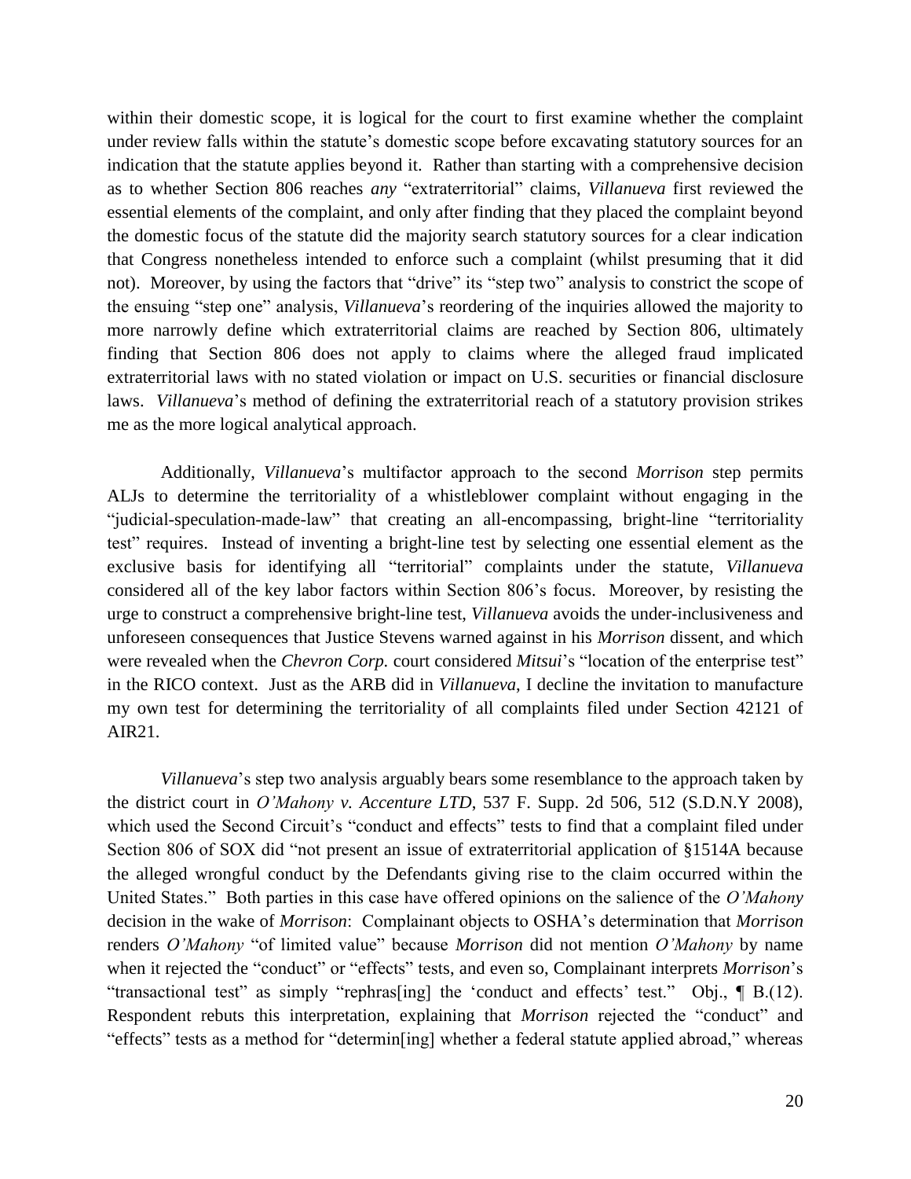within their domestic scope, it is logical for the court to first examine whether the complaint under review falls within the statute's domestic scope before excavating statutory sources for an indication that the statute applies beyond it. Rather than starting with a comprehensive decision as to whether Section 806 reaches *any* "extraterritorial" claims, *Villanueva* first reviewed the essential elements of the complaint, and only after finding that they placed the complaint beyond the domestic focus of the statute did the majority search statutory sources for a clear indication that Congress nonetheless intended to enforce such a complaint (whilst presuming that it did not). Moreover, by using the factors that "drive" its "step two" analysis to constrict the scope of the ensuing "step one" analysis, *Villanueva*'s reordering of the inquiries allowed the majority to more narrowly define which extraterritorial claims are reached by Section 806, ultimately finding that Section 806 does not apply to claims where the alleged fraud implicated extraterritorial laws with no stated violation or impact on U.S. securities or financial disclosure laws. *Villanueva*'s method of defining the extraterritorial reach of a statutory provision strikes me as the more logical analytical approach.

Additionally, *Villanueva*'s multifactor approach to the second *Morrison* step permits ALJs to determine the territoriality of a whistleblower complaint without engaging in the "judicial-speculation-made-law" that creating an all-encompassing, bright-line "territoriality test" requires. Instead of inventing a bright-line test by selecting one essential element as the exclusive basis for identifying all "territorial" complaints under the statute, *Villanueva* considered all of the key labor factors within Section 806's focus. Moreover, by resisting the urge to construct a comprehensive bright-line test, *Villanueva* avoids the under-inclusiveness and unforeseen consequences that Justice Stevens warned against in his *Morrison* dissent, and which were revealed when the *Chevron Corp.* court considered *Mitsui*'s "location of the enterprise test" in the RICO context. Just as the ARB did in *Villanueva*, I decline the invitation to manufacture my own test for determining the territoriality of all complaints filed under Section 42121 of AIR21.

*Villanueva*'s step two analysis arguably bears some resemblance to the approach taken by the district court in *O'Mahony v. Accenture LTD*, 537 F. Supp. 2d 506, 512 (S.D.N.Y 2008), which used the Second Circuit's "conduct and effects" tests to find that a complaint filed under Section 806 of SOX did "not present an issue of extraterritorial application of §1514A because the alleged wrongful conduct by the Defendants giving rise to the claim occurred within the United States." Both parties in this case have offered opinions on the salience of the *O'Mahony* decision in the wake of *Morrison*: Complainant objects to OSHA's determination that *Morrison* renders *O'Mahony* "of limited value" because *Morrison* did not mention *O'Mahony* by name when it rejected the "conduct" or "effects" tests, and even so, Complainant interprets *Morrison*'s "transactional test" as simply "rephras[ing] the 'conduct and effects' test." Obj., ¶ B.(12). Respondent rebuts this interpretation, explaining that *Morrison* rejected the "conduct" and "effects" tests as a method for "determin[ing] whether a federal statute applied abroad," whereas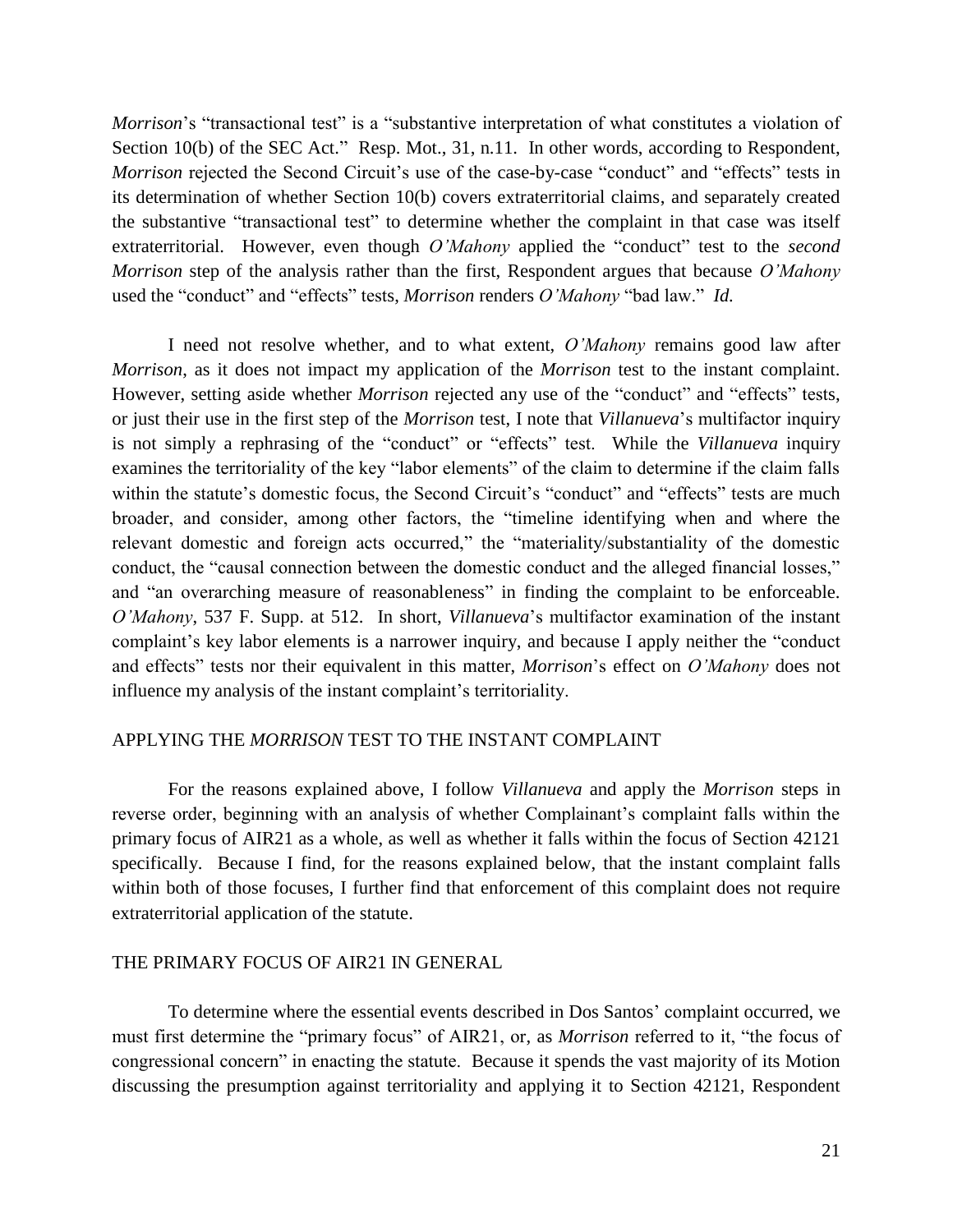*Morrison*'s "transactional test" is a "substantive interpretation of what constitutes a violation of Section 10(b) of the SEC Act." Resp. Mot., 31, n.11. In other words, according to Respondent, *Morrison* rejected the Second Circuit's use of the case-by-case "conduct" and "effects" tests in its determination of whether Section 10(b) covers extraterritorial claims, and separately created the substantive "transactional test" to determine whether the complaint in that case was itself extraterritorial. However, even though *O'Mahony* applied the "conduct" test to the *second* *Morrison* step of the analysis rather than the first, Respondent argues that because *O'Mahony* used the "conduct" and "effects" tests, *Morrison* renders *O'Mahony* "bad law." *Id.*

I need not resolve whether, and to what extent, *O'Mahony* remains good law after *Morrison*, as it does not impact my application of the *Morrison* test to the instant complaint. However, setting aside whether *Morrison* rejected any use of the "conduct" and "effects" tests, or just their use in the first step of the *Morrison* test, I note that *Villanueva*'s multifactor inquiry is not simply a rephrasing of the "conduct" or "effects" test. While the *Villanueva* inquiry examines the territoriality of the key "labor elements" of the claim to determine if the claim falls within the statute's domestic focus, the Second Circuit's "conduct" and "effects" tests are much broader, and consider, among other factors, the "timeline identifying when and where the relevant domestic and foreign acts occurred," the "materiality/substantiality of the domestic conduct, the "causal connection between the domestic conduct and the alleged financial losses," and "an overarching measure of reasonableness" in finding the complaint to be enforceable. *O'Mahony*, 537 F. Supp. at 512. In short, *Villanueva*'s multifactor examination of the instant complaint's key labor elements is a narrower inquiry, and because I apply neither the "conduct and effects" tests nor their equivalent in this matter, *Morrison*'s effect on *O'Mahony* does not influence my analysis of the instant complaint's territoriality.

## APPLYING THE *MORRISON* TEST TO THE INSTANT COMPLAINT

For the reasons explained above, I follow *Villanueva* and apply the *Morrison* steps in reverse order, beginning with an analysis of whether Complainant's complaint falls within the primary focus of AIR21 as a whole, as well as whether it falls within the focus of Section 42121 specifically. Because I find, for the reasons explained below, that the instant complaint falls within both of those focuses, I further find that enforcement of this complaint does not require extraterritorial application of the statute.

## THE PRIMARY FOCUS OF AIR21 IN GENERAL

To determine where the essential events described in Dos Santos' complaint occurred, we must first determine the "primary focus" of AIR21, or, as *Morrison* referred to it, "the focus of congressional concern" in enacting the statute. Because it spends the vast majority of its Motion discussing the presumption against territoriality and applying it to Section 42121, Respondent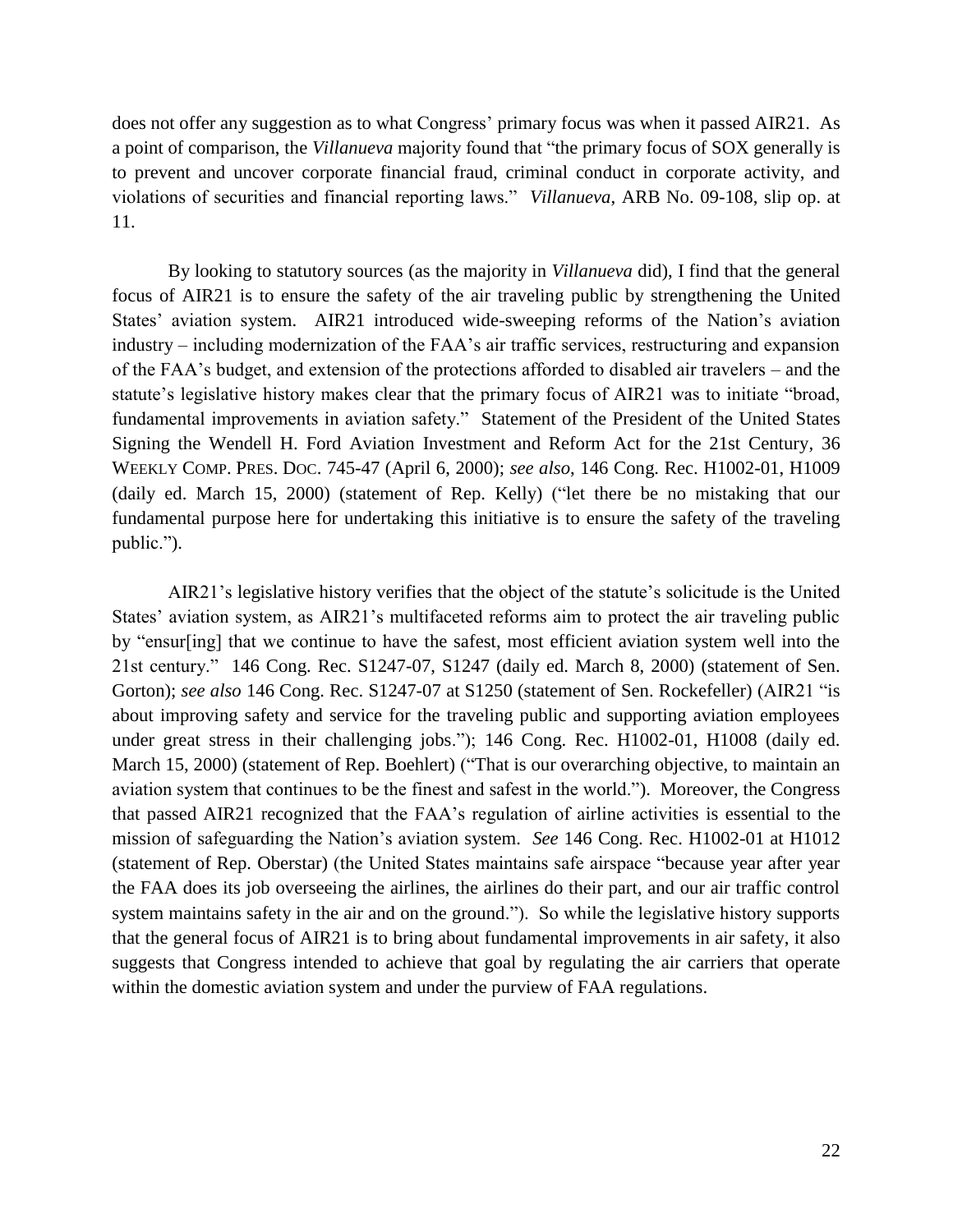does not offer any suggestion as to what Congress' primary focus was when it passed AIR21. As a point of comparison, the *Villanueva* majority found that "the primary focus of SOX generally is to prevent and uncover corporate financial fraud, criminal conduct in corporate activity, and violations of securities and financial reporting laws." *Villanueva*, ARB No. 09-108, slip op. at 11.

By looking to statutory sources (as the majority in *Villanueva* did), I find that the general focus of AIR21 is to ensure the safety of the air traveling public by strengthening the United States' aviation system. AIR21 introduced wide-sweeping reforms of the Nation's aviation industry – including modernization of the FAA's air traffic services, restructuring and expansion of the FAA's budget, and extension of the protections afforded to disabled air travelers – and the statute's legislative history makes clear that the primary focus of AIR21 was to initiate "broad, fundamental improvements in aviation safety." Statement of the President of the United States Signing the Wendell H. Ford Aviation Investment and Reform Act for the 21st Century, 36 WEEKLY COMP. PRES. DOC. 745-47 (April 6, 2000); *see also*, 146 Cong. Rec. H1002-01, H1009 (daily ed. March 15, 2000) (statement of Rep. Kelly) ("let there be no mistaking that our fundamental purpose here for undertaking this initiative is to ensure the safety of the traveling public.").

AIR21's legislative history verifies that the object of the statute's solicitude is the United States' aviation system, as AIR21's multifaceted reforms aim to protect the air traveling public by "ensur[ing] that we continue to have the safest, most efficient aviation system well into the 21st century." 146 Cong. Rec. S1247-07, S1247 (daily ed. March 8, 2000) (statement of Sen. Gorton); *see also* 146 Cong. Rec. S1247-07 at S1250 (statement of Sen. Rockefeller) (AIR21 "is about improving safety and service for the traveling public and supporting aviation employees under great stress in their challenging jobs."); 146 Cong. Rec. H1002-01, H1008 (daily ed. March 15, 2000) (statement of Rep. Boehlert) ("That is our overarching objective, to maintain an aviation system that continues to be the finest and safest in the world."). Moreover, the Congress that passed AIR21 recognized that the FAA's regulation of airline activities is essential to the mission of safeguarding the Nation's aviation system. *See* 146 Cong. Rec. H1002-01 at H1012 (statement of Rep. Oberstar) (the United States maintains safe airspace "because year after year the FAA does its job overseeing the airlines, the airlines do their part, and our air traffic control system maintains safety in the air and on the ground."). So while the legislative history supports that the general focus of AIR21 is to bring about fundamental improvements in air safety, it also suggests that Congress intended to achieve that goal by regulating the air carriers that operate within the domestic aviation system and under the purview of FAA regulations.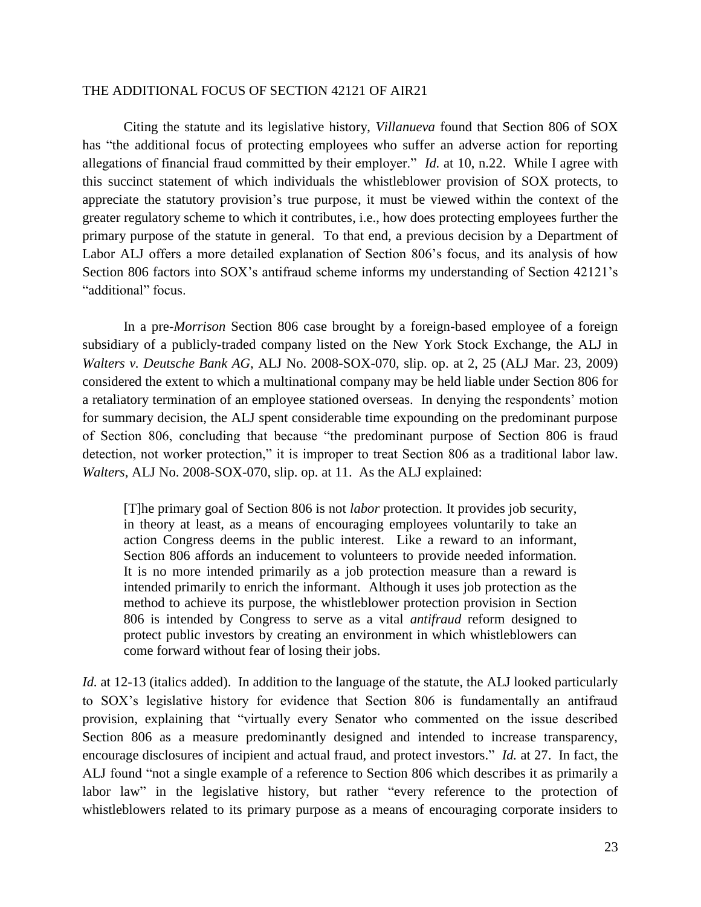THE ADDITIONAL FOCUS OF SECTION 42121 OF AIR21

Citing the statute and its legislative history, *Villanueva* found that Section 806 of SOX has "the additional focus of protecting employees who suffer an adverse action for reporting allegations of financial fraud committed by their employer." *Id.* at 10, n.22. While I agree with this succinct statement of which individuals the whistleblower provision of SOX protects, to appreciate the statutory provision's true purpose, it must be viewed within the context of the greater regulatory scheme to which it contributes, i.e., how does protecting employees further the primary purpose of the statute in general. To that end, a previous decision by a Department of Labor ALJ offers a more detailed explanation of Section 806's focus, and its analysis of how Section 806 factors into SOX's antifraud scheme informs my understanding of Section 42121's "additional" focus.

In a pre-*Morrison* Section 806 case brought by a foreign-based employee of a foreign subsidiary of a publicly-traded company listed on the New York Stock Exchange, the ALJ in *Walters v. Deutsche Bank AG*, ALJ No. 2008-SOX-070, slip. op. at 2, 25 (ALJ Mar. 23, 2009) considered the extent to which a multinational company may be held liable under Section 806 for a retaliatory termination of an employee stationed overseas. In denying the respondents' motion for summary decision, the ALJ spent considerable time expounding on the predominant purpose of Section 806, concluding that because "the predominant purpose of Section 806 is fraud detection, not worker protection," it is improper to treat Section 806 as a traditional labor law. *Walters*, ALJ No. 2008-SOX-070, slip. op. at 11. As the ALJ explained:

> [T]he primary goal of Section 806 is not *labor* protection. It provides job security, in theory at least, as a means of encouraging employees voluntarily to take an action Congress deems in the public interest. Like a reward to an informant, Section 806 affords an inducement to volunteers to provide needed information. It is no more intended primarily as a job protection measure than a reward is intended primarily to enrich the informant. Although it uses job protection as the method to achieve its purpose, the whistleblower protection provision in Section 806 is intended by Congress to serve as a vital *antifraud* reform designed to protect public investors by creating an environment in which whistleblowers can come forward without fear of losing their jobs.

*Id.* at 12-13 (italics added). In addition to the language of the statute, the ALJ looked particularly to SOX's legislative history for evidence that Section 806 is fundamentally an antifraud provision, explaining that "virtually every Senator who commented on the issue described Section 806 as a measure predominantly designed and intended to increase transparency, encourage disclosures of incipient and actual fraud, and protect investors." *Id.* at 27. In fact, the ALJ found "not a single example of a reference to Section 806 which describes it as primarily a labor law" in the legislative history, but rather "every reference to the protection of whistleblowers related to its primary purpose as a means of encouraging corporate insiders to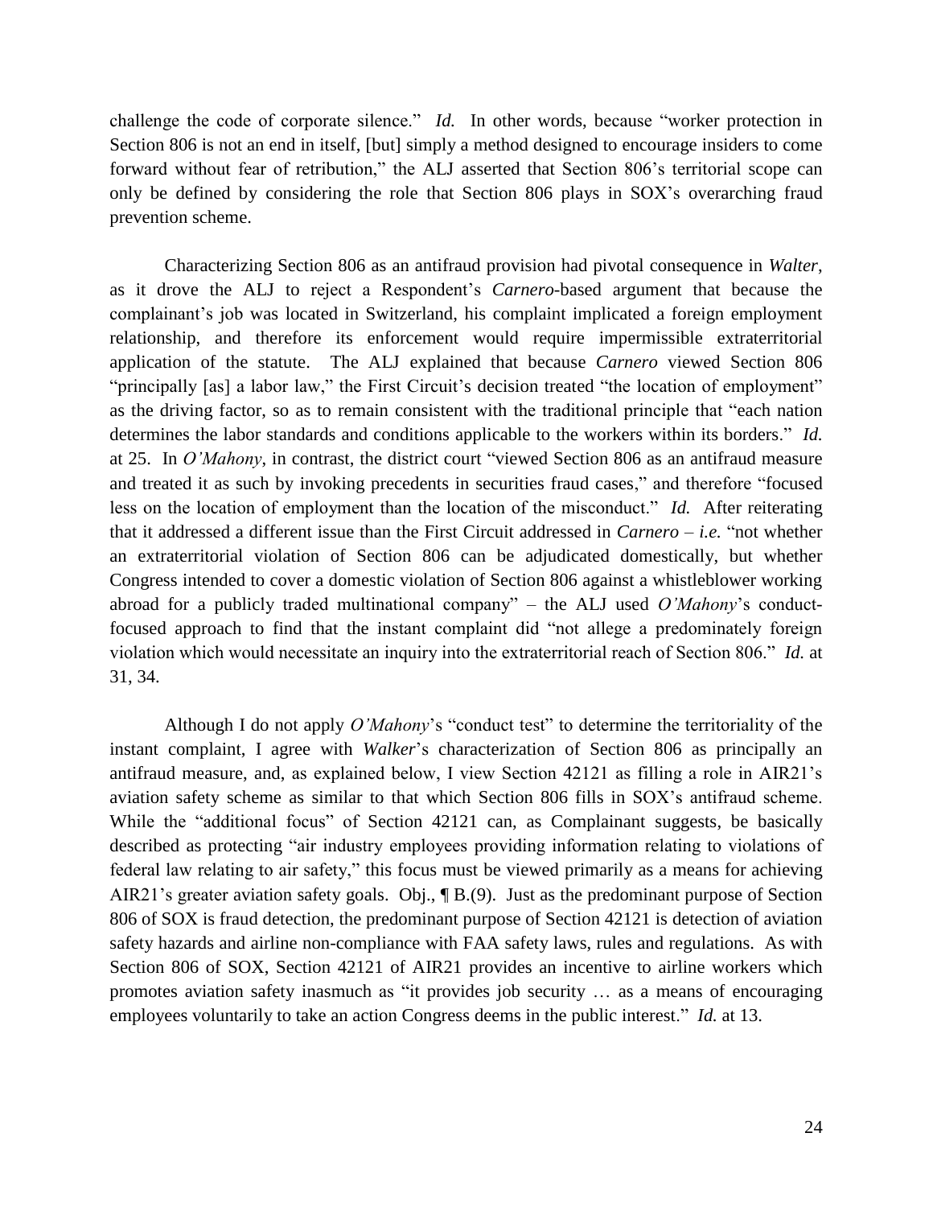challenge the code of corporate silence." *Id.* In other words, because "worker protection in Section 806 is not an end in itself, [but] simply a method designed to encourage insiders to come forward without fear of retribution," the ALJ asserted that Section 806's territorial scope can only be defined by considering the role that Section 806 plays in SOX's overarching fraud prevention scheme.

Characterizing Section 806 as an antifraud provision had pivotal consequence in *Walter*, as it drove the ALJ to reject a Respondent's *Carnero*-based argument that because the complainant's job was located in Switzerland, his complaint implicated a foreign employment relationship, and therefore its enforcement would require impermissible extraterritorial application of the statute. The ALJ explained that because *Carnero* viewed Section 806 "principally [as] a labor law," the First Circuit's decision treated "the location of employment" as the driving factor, so as to remain consistent with the traditional principle that "each nation determines the labor standards and conditions applicable to the workers within its borders." *Id.* at 25. In *O'Mahony*, in contrast, the district court "viewed Section 806 as an antifraud measure and treated it as such by invoking precedents in securities fraud cases," and therefore "focused less on the location of employment than the location of the misconduct." *Id.* After reiterating that it addressed a different issue than the First Circuit addressed in *Carnero* – *i.e.* "not whether an extraterritorial violation of Section 806 can be adjudicated domestically, but whether Congress intended to cover a domestic violation of Section 806 against a whistleblower working abroad for a publicly traded multinational company" – the ALJ used *O'Mahony*'s conduct-focused approach to find that the instant complaint did "not allege a predominately foreign violation which would necessitate an inquiry into the extraterritorial reach of Section 806." *Id.* at 31, 34.

Although I do not apply *O'Mahony*'s "conduct test" to determine the territoriality of the instant complaint, I agree with *Walker*'s characterization of Section 806 as principally an antifraud measure, and, as explained below, I view Section 42121 as filling a role in AIR21's aviation safety scheme as similar to that which Section 806 fills in SOX's antifraud scheme. While the "additional focus" of Section 42121 can, as Complainant suggests, be basically described as protecting "air industry employees providing information relating to violations of federal law relating to air safety," this focus must be viewed primarily as a means for achieving AIR21's greater aviation safety goals. Obj., ¶ B.(9). Just as the predominant purpose of Section 806 of SOX is fraud detection, the predominant purpose of Section 42121 is detection of aviation safety hazards and airline non-compliance with FAA safety laws, rules and regulations. As with Section 806 of SOX, Section 42121 of AIR21 provides an incentive to airline workers which promotes aviation safety inasmuch as "it provides job security … as a means of encouraging employees voluntarily to take an action Congress deems in the public interest." *Id.* at 13.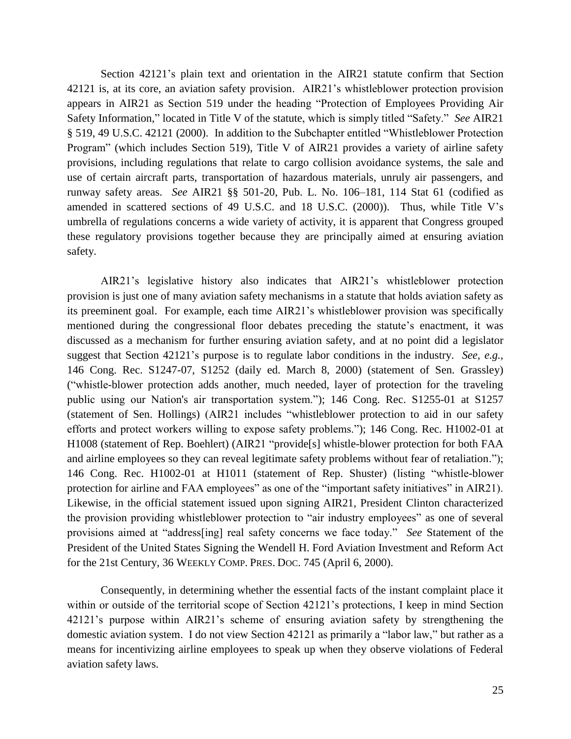Section 42121's plain text and orientation in the AIR21 statute confirm that Section 42121 is, at its core, an aviation safety provision. AIR21's whistleblower protection provision appears in AIR21 as Section 519 under the heading "Protection of Employees Providing Air Safety Information," located in Title V of the statute, which is simply titled "Safety." *See* AIR21 § 519, 49 U.S.C. 42121 (2000). In addition to the Subchapter entitled "Whistleblower Protection Program" (which includes Section 519), Title V of AIR21 provides a variety of airline safety provisions, including regulations that relate to cargo collision avoidance systems, the sale and use of certain aircraft parts, transportation of hazardous materials, unruly air passengers, and runway safety areas. *See* AIR21 §§ 501-20, Pub. L. No. 106–181, 114 Stat 61 (codified as amended in scattered sections of 49 U.S.C. and 18 U.S.C. (2000)). Thus, while Title V's umbrella of regulations concerns a wide variety of activity, it is apparent that Congress grouped these regulatory provisions together because they are principally aimed at ensuring aviation safety.

AIR21's legislative history also indicates that AIR21's whistleblower protection provision is just one of many aviation safety mechanisms in a statute that holds aviation safety as its preeminent goal. For example, each time AIR21's whistleblower provision was specifically mentioned during the congressional floor debates preceding the statute's enactment, it was discussed as a mechanism for further ensuring aviation safety, and at no point did a legislator suggest that Section 42121's purpose is to regulate labor conditions in the industry. *See, e.g.*, 146 Cong. Rec. S1247-07, S1252 (daily ed. March 8, 2000) (statement of Sen. Grassley) ("whistle-blower protection adds another, much needed, layer of protection for the traveling public using our Nation's air transportation system."); 146 Cong. Rec. S1255-01 at S1257 (statement of Sen. Hollings) (AIR21 includes "whistleblower protection to aid in our safety efforts and protect workers willing to expose safety problems."); 146 Cong. Rec. H1002-01 at H1008 (statement of Rep. Boehlert) (AIR21 "provide[s] whistle-blower protection for both FAA and airline employees so they can reveal legitimate safety problems without fear of retaliation."); 146 Cong. Rec. H1002-01 at H1011 (statement of Rep. Shuster) (listing "whistle-blower protection for airline and FAA employees" as one of the "important safety initiatives" in AIR21). Likewise, in the official statement issued upon signing AIR21, President Clinton characterized the provision providing whistleblower protection to "air industry employees" as one of several provisions aimed at "address[ing] real safety concerns we face today." *See* Statement of the President of the United States Signing the Wendell H. Ford Aviation Investment and Reform Act for the 21st Century, 36 WEEKLY COMP. PRES. DOC. 745 (April 6, 2000).

Consequently, in determining whether the essential facts of the instant complaint place it within or outside of the territorial scope of Section 42121's protections, I keep in mind Section 42121's purpose within AIR21's scheme of ensuring aviation safety by strengthening the domestic aviation system. I do not view Section 42121 as primarily a "labor law," but rather as a means for incentivizing airline employees to speak up when they observe violations of Federal aviation safety laws.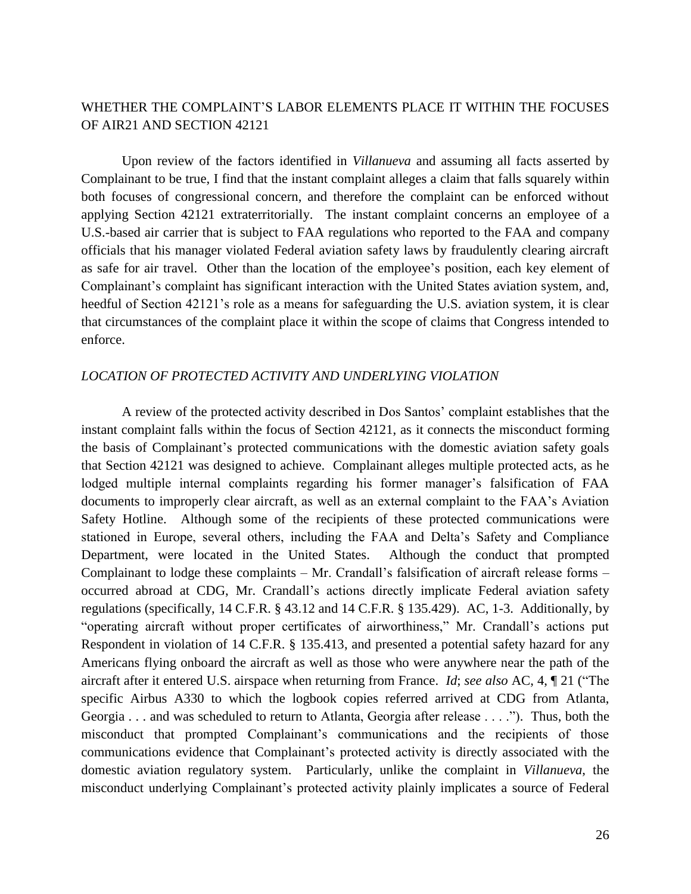## WHETHER THE COMPLAINT'S LABOR ELEMENTS PLACE IT WITHIN THE FOCUSES OF AIR21 AND SECTION 42121

Upon review of the factors identified in *Villanueva* and assuming all facts asserted by Complainant to be true, I find that the instant complaint alleges a claim that falls squarely within both focuses of congressional concern, and therefore the complaint can be enforced without applying Section 42121 extraterritorially. The instant complaint concerns an employee of a U.S.-based air carrier that is subject to FAA regulations who reported to the FAA and company officials that his manager violated Federal aviation safety laws by fraudulently clearing aircraft as safe for air travel. Other than the location of the employee's position, each key element of Complainant's complaint has significant interaction with the United States aviation system, and, heedful of Section 42121's role as a means for safeguarding the U.S. aviation system, it is clear that circumstances of the complaint place it within the scope of claims that Congress intended to enforce.

### *LOCATION OF PROTECTED ACTIVITY AND UNDERLYING VIOLATION*

A review of the protected activity described in Dos Santos' complaint establishes that the instant complaint falls within the focus of Section 42121, as it connects the misconduct forming the basis of Complainant's protected communications with the domestic aviation safety goals that Section 42121 was designed to achieve. Complainant alleges multiple protected acts, as he lodged multiple internal complaints regarding his former manager's falsification of FAA documents to improperly clear aircraft, as well as an external complaint to the FAA's Aviation Safety Hotline. Although some of the recipients of these protected communications were stationed in Europe, several others, including the FAA and Delta's Safety and Compliance Department, were located in the United States. Although the conduct that prompted Complainant to lodge these complaints – Mr. Crandall's falsification of aircraft release forms – occurred abroad at CDG, Mr. Crandall's actions directly implicate Federal aviation safety regulations (specifically, 14 C.F.R. § 43.12 and 14 C.F.R. § 135.429). AC, 1-3. Additionally, by "operating aircraft without proper certificates of airworthiness," Mr. Crandall's actions put Respondent in violation of 14 C.F.R. § 135.413, and presented a potential safety hazard for any Americans flying onboard the aircraft as well as those who were anywhere near the path of the aircraft after it entered U.S. airspace when returning from France. *Id*; *see also* AC, 4, ¶ 21 ("The specific Airbus A330 to which the logbook copies referred arrived at CDG from Atlanta, Georgia . . . and was scheduled to return to Atlanta, Georgia after release . . . ."). Thus, both the misconduct that prompted Complainant's communications and the recipients of those communications evidence that Complainant's protected activity is directly associated with the domestic aviation regulatory system. Particularly, unlike the complaint in *Villanueva*, the misconduct underlying Complainant's protected activity plainly implicates a source of Federal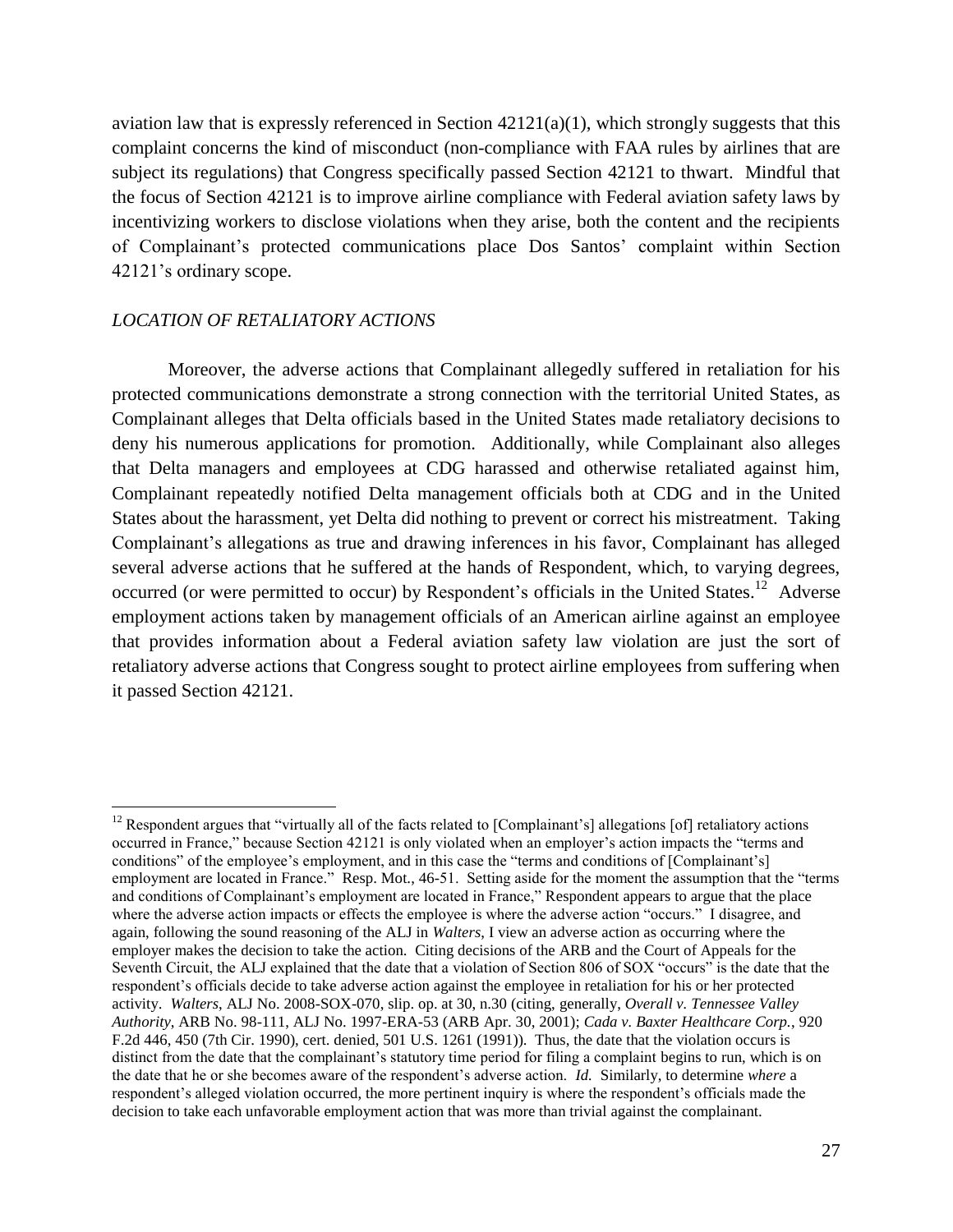aviation law that is expressly referenced in Section 42121(a)(1), which strongly suggests that this complaint concerns the kind of misconduct (non-compliance with FAA rules by airlines that are subject its regulations) that Congress specifically passed Section 42121 to thwart. Mindful that the focus of Section 42121 is to improve airline compliance with Federal aviation safety laws by incentivizing workers to disclose violations when they arise, both the content and the recipients of Complainant's protected communications place Dos Santos' complaint within Section 42121's ordinary scope.

*LOCATION OF RETALIATORY ACTIONS*

Moreover, the adverse actions that Complainant allegedly suffered in retaliation for his protected communications demonstrate a strong connection with the territorial United States, as Complainant alleges that Delta officials based in the United States made retaliatory decisions to deny his numerous applications for promotion. Additionally, while Complainant also alleges that Delta managers and employees at CDG harassed and otherwise retaliated against him, Complainant repeatedly notified Delta management officials both at CDG and in the United States about the harassment, yet Delta did nothing to prevent or correct his mistreatment. Taking Complainant's allegations as true and drawing inferences in his favor, Complainant has alleged several adverse actions that he suffered at the hands of Respondent, which, to varying degrees, occurred (or were permitted to occur) by Respondent's officials in the United States.[12] Adverse employment actions taken by management officials of an American airline against an employee that provides information about a Federal aviation safety law violation are just the sort of retaliatory adverse actions that Congress sought to protect airline employees from suffering when it passed Section 42121.

---

[12] Respondent argues that "virtually all of the facts related to [Complainant's] allegations [of] retaliatory actions occurred in France," because Section 42121 is only violated when an employer's action impacts the "terms and conditions" of the employee's employment, and in this case the "terms and conditions of [Complainant's] employment are located in France." Resp. Mot., 46-51. Setting aside for the moment the assumption that the "terms and conditions of Complainant's employment are located in France," Respondent appears to argue that the place where the adverse action impacts or effects the employee is where the adverse action "occurs." I disagree, and again, following the sound reasoning of the ALJ in *Walters*, I view an adverse action as occurring where the employer makes the decision to take the action. Citing decisions of the ARB and the Court of Appeals for the Seventh Circuit, the ALJ explained that the date that a violation of Section 806 of SOX "occurs" is the date that the respondent's officials decide to take adverse action against the employee in retaliation for his or her protected activity. *Walters*, ALJ No. 2008-SOX-070, slip. op. at 30, n.30 (citing, generally, *Overall v. Tennessee Valley Authority*, ARB No. 98-111, ALJ No. 1997-ERA-53 (ARB Apr. 30, 2001); *Cada v. Baxter Healthcare Corp.*, 920 F.2d 446, 450 (7th Cir. 1990), cert. denied, 501 U.S. 1261 (1991)). Thus, the date that the violation occurs is distinct from the date that the complainant's statutory time period for filing a complaint begins to run, which is on the date that he or she becomes aware of the respondent's adverse action. *Id.* Similarly, to determine *where* a respondent's alleged violation occurred, the more pertinent inquiry is where the respondent's officials made the decision to take each unfavorable employment action that was more than trivial against the complainant.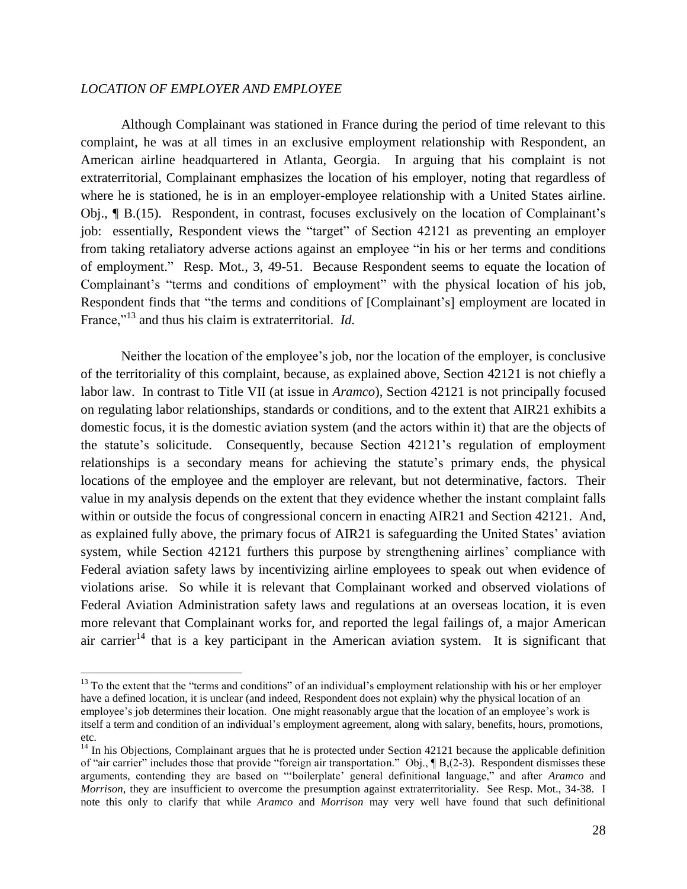*LOCATION OF EMPLOYER AND EMPLOYEE*

Although Complainant was stationed in France during the period of time relevant to this complaint, he was at all times in an exclusive employment relationship with Respondent, an American airline headquartered in Atlanta, Georgia. In arguing that his complaint is not extraterritorial, Complainant emphasizes the location of his employer, noting that regardless of where he is stationed, he is in an employer-employee relationship with a United States airline. Obj., ¶ B.(15). Respondent, in contrast, focuses exclusively on the location of Complainant's job: essentially, Respondent views the "target" of Section 42121 as preventing an employer from taking retaliatory adverse actions against an employee "in his or her terms and conditions of employment." Resp. Mot., 3, 49-51. Because Respondent seems to equate the location of Complainant's "terms and conditions of employment" with the physical location of his job, Respondent finds that "the terms and conditions of [Complainant's] employment are located in France,"[13] and thus his claim is extraterritorial. *Id.*

Neither the location of the employee's job, nor the location of the employer, is conclusive of the territoriality of this complaint, because, as explained above, Section 42121 is not chiefly a labor law. In contrast to Title VII (at issue in *Aramco*), Section 42121 is not principally focused on regulating labor relationships, standards or conditions, and to the extent that AIR21 exhibits a domestic focus, it is the domestic aviation system (and the actors within it) that are the objects of the statute's solicitude. Consequently, because Section 42121's regulation of employment relationships is a secondary means for achieving the statute's primary ends, the physical locations of the employee and the employer are relevant, but not determinative, factors. Their value in my analysis depends on the extent that they evidence whether the instant complaint falls within or outside the focus of congressional concern in enacting AIR21 and Section 42121. And, as explained fully above, the primary focus of AIR21 is safeguarding the United States' aviation system, while Section 42121 furthers this purpose by strengthening airlines' compliance with Federal aviation safety laws by incentivizing airline employees to speak out when evidence of violations arise. So while it is relevant that Complainant worked and observed violations of Federal Aviation Administration safety laws and regulations at an overseas location, it is even more relevant that Complainant works for, and reported the legal failings of, a major American air carrier[14] that is a key participant in the American aviation system. It is significant that

---

[13] To the extent that the "terms and conditions" of an individual's employment relationship with his or her employer have a defined location, it is unclear (and indeed, Respondent does not explain) why the physical location of an employee's job determines their location. One might reasonably argue that the location of an employee's work is itself a term and condition of an individual's employment agreement, along with salary, benefits, hours, promotions, etc.

[14] In his Objections, Complainant argues that he is protected under Section 42121 because the applicable definition of "air carrier" includes those that provide "foreign air transportation." Obj., ¶ B,(2-3). Respondent dismisses these arguments, contending they are based on "'boilerplate' general definitional language," and after *Aramco* and *Morrison*, they are insufficient to overcome the presumption against extraterritoriality. See Resp. Mot., 34-38. I note this only to clarify that while *Aramco* and *Morrison* may very well have found that such definitional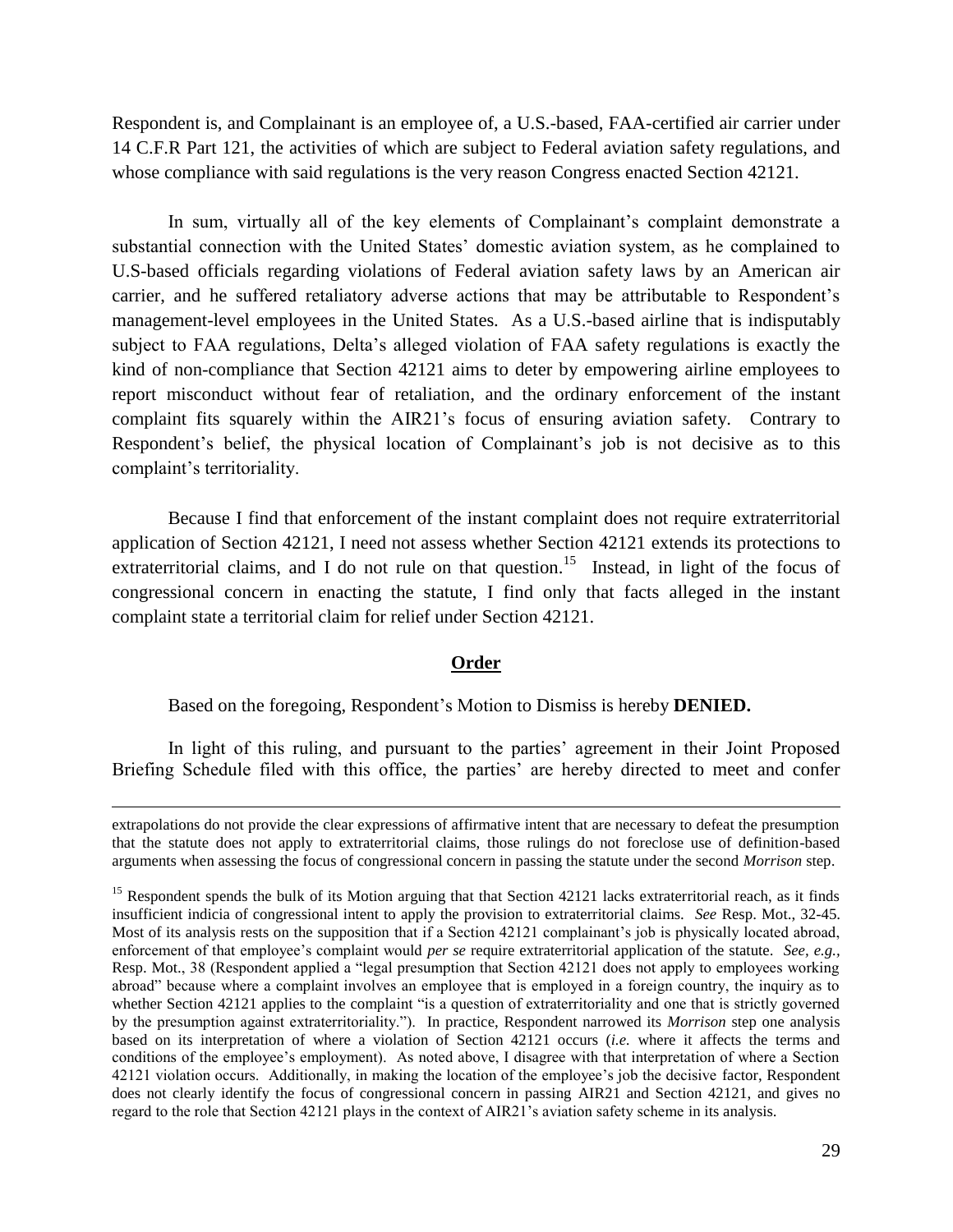Respondent is, and Complainant is an employee of, a U.S.-based, FAA-certified air carrier under 14 C.F.R Part 121, the activities of which are subject to Federal aviation safety regulations, and whose compliance with said regulations is the very reason Congress enacted Section 42121.

In sum, virtually all of the key elements of Complainant's complaint demonstrate a substantial connection with the United States' domestic aviation system, as he complained to U.S-based officials regarding violations of Federal aviation safety laws by an American air carrier, and he suffered retaliatory adverse actions that may be attributable to Respondent's management-level employees in the United States. As a U.S.-based airline that is indisputably subject to FAA regulations, Delta's alleged violation of FAA safety regulations is exactly the kind of non-compliance that Section 42121 aims to deter by empowering airline employees to report misconduct without fear of retaliation, and the ordinary enforcement of the instant complaint fits squarely within the AIR21's focus of ensuring aviation safety. Contrary to Respondent's belief, the physical location of Complainant's job is not decisive as to this complaint's territoriality.

Because I find that enforcement of the instant complaint does not require extraterritorial application of Section 42121, I need not assess whether Section 42121 extends its protections to extraterritorial claims, and I do not rule on that question.[15] Instead, in light of the focus of congressional concern in enacting the statute, I find only that facts alleged in the instant complaint state a territorial claim for relief under Section 42121.

## Order

Based on the foregoing, Respondent's Motion to Dismiss is hereby **DENIED.**

In light of this ruling, and pursuant to the parties' agreement in their Joint Proposed Briefing Schedule filed with this office, the parties' are hereby directed to meet and confer

---

extrapolations do not provide the clear expressions of affirmative intent that are necessary to defeat the presumption that the statute does not apply to extraterritorial claims, those rulings do not foreclose use of definition-based arguments when assessing the focus of congressional concern in passing the statute under the second *Morrison* step.

[15] Respondent spends the bulk of its Motion arguing that that Section 42121 lacks extraterritorial reach, as it finds insufficient indicia of congressional intent to apply the provision to extraterritorial claims. *See* Resp. Mot., 32-45. Most of its analysis rests on the supposition that if a Section 42121 complainant's job is physically located abroad, enforcement of that employee's complaint would *per se* require extraterritorial application of the statute. *See, e.g.*, Resp. Mot., 38 (Respondent applied a "legal presumption that Section 42121 does not apply to employees working abroad" because where a complaint involves an employee that is employed in a foreign country, the inquiry as to whether Section 42121 applies to the complaint "is a question of extraterritoriality and one that is strictly governed by the presumption against extraterritoriality."). In practice, Respondent narrowed its *Morrison* step one analysis based on its interpretation of where a violation of Section 42121 occurs (*i.e.* where it affects the terms and conditions of the employee's employment). As noted above, I disagree with that interpretation of where a Section 42121 violation occurs. Additionally, in making the location of the employee's job the decisive factor, Respondent does not clearly identify the focus of congressional concern in passing AIR21 and Section 42121, and gives no regard to the role that Section 42121 plays in the context of AIR21's aviation safety scheme in its analysis.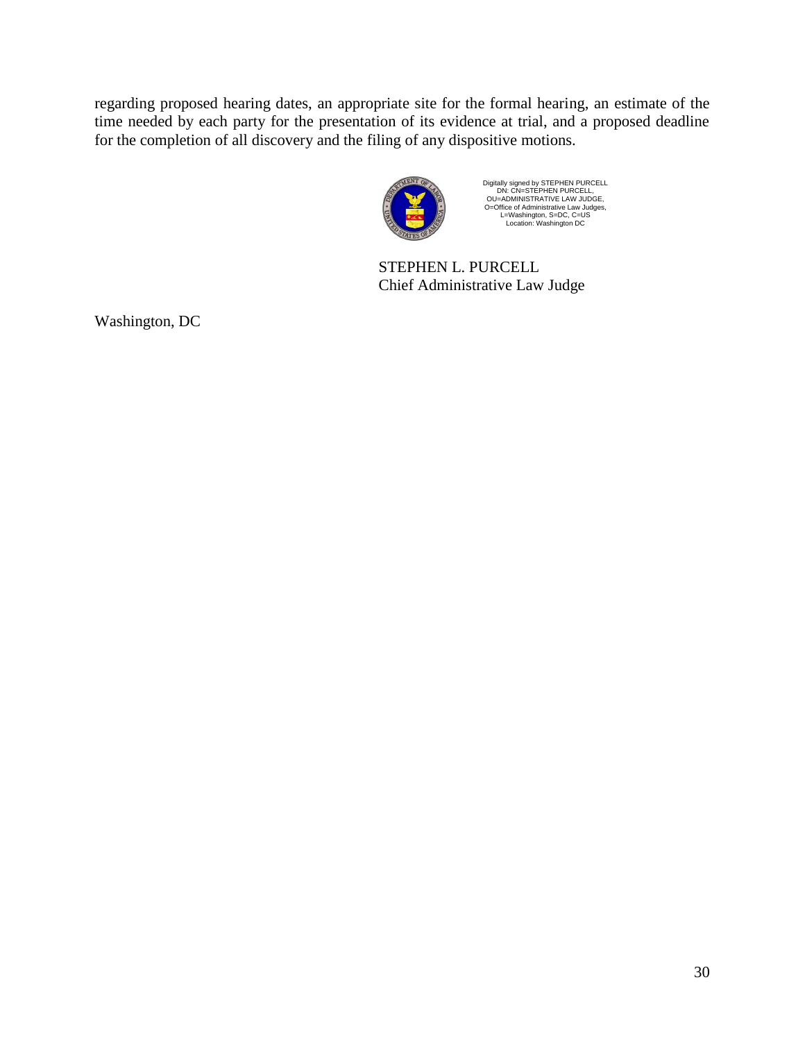regarding proposed hearing dates, an appropriate site for the formal hearing, an estimate of the time needed by each party for the presentation of its evidence at trial, and a proposed deadline for the completion of all discovery and the filing of any dispositive motions.

Digitally signed by STEPHEN PURCELL
DN: CN=STEPHEN PURCELL,
OU=ADMINISTRATIVE LAW JUDGE,
O=Office of Administrative Law Judges,
L=Washington, S=DC, C=US
Location: Washington DC

STEPHEN L. PURCELL
Chief Administrative Law Judge

Washington, DC